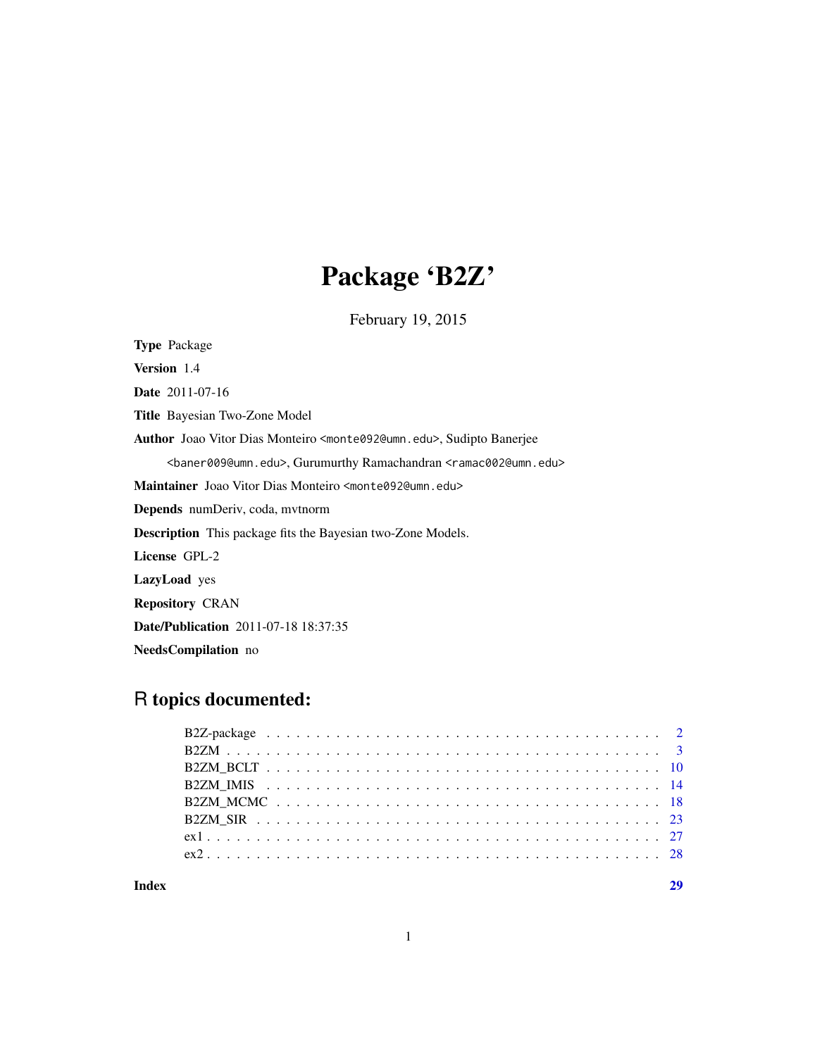# Package 'B2Z'

February 19, 2015

**Type** Package

**Version** 1.4

**Date** 2011-07-16

**Title** Bayesian Two-Zone Model

**Author** Joao Vitor Dias Monteiro <monte092@umn.edu>, Sudipto Banerjee <baner009@umn.edu>, Gurumurthy Ramachandran <ramac002@umn.edu>

**Maintainer** Joao Vitor Dias Monteiro <monte092@umn.edu>

**Depends** numDeriv, coda, mvtnorm

**Description** This package fits the Bayesian two-Zone Models.

**License** GPL-2

**LazyLoad** yes

**Repository** CRAN

**Date/Publication** 2011-07-18 18:37:35

**NeedsCompilation** no

## R topics documented:

| | |
|---|---|
| B2Z-package | 2 |
| B2ZM | 3 |
| B2ZM_BCLT | 10 |
| B2ZM_IMIS | 14 |
| B2ZM_MCMC | 18 |
| B2ZM_SIR | 23 |
| ex1 | 27 |
| ex2 | 28 |
| **Index** | **29** |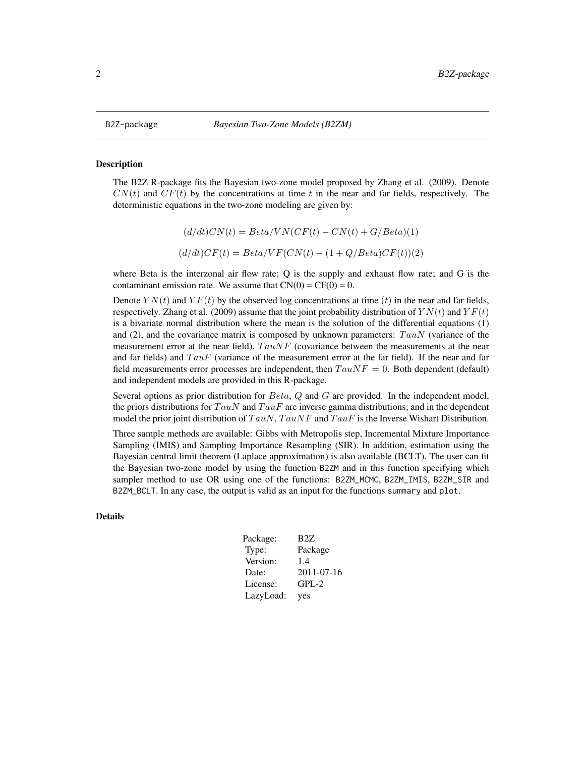# B2Z-package — *Bayesian Two-Zone Models (B2ZM)*

## Description

The B2Z R-package fits the Bayesian two-zone model proposed by Zhang et al. (2009). Denote $CN(t)$ and $CF(t)$ by the concentrations at time $t$ in the near and far fields, respectively. The deterministic equations in the two-zone modeling are given by:

$$(d/dt)CN(t) = Beta/VN(CF(t) - CN(t) + G/Beta)(1)$$

$$(d/dt)CF(t) = Beta/VF(CN(t) - (1 + Q/Beta)CF(t))(2)$$

where Beta is the interzonal air flow rate; Q is the supply and exhaust flow rate; and G is the contaminant emission rate. We assume that CN(0) = CF(0) = 0.

Denote $YN(t)$ and $YF(t)$ by the observed log concentrations at time $(t)$ in the near and far fields, respectively. Zhang et al. (2009) assume that the joint probability distribution of $YN(t)$ and $YF(t)$ is a bivariate normal distribution where the mean is the solution of the differential equations (1) and (2), and the covariance matrix is composed by unknown parameters: $TauN$ (variance of the measurement error at the near field), $TauNF$ (covariance between the measurements at the near and far fields) and $TauF$ (variance of the measurement error at the far field). If the near and far field measurements error processes are independent, then $TauNF = 0$. Both dependent (default) and independent models are provided in this R-package.

Several options as prior distribution for $Beta$, $Q$ and $G$ are provided. In the independent model, the priors distributions for $TauN$ and $TauF$ are inverse gamma distributions; and in the dependent model the prior joint distribution of $TauN$, $TauNF$ and $TauF$ is the Inverse Wishart Distribution.

Three sample methods are available: Gibbs with Metropolis step, Incremental Mixture Importance Sampling (IMIS) and Sampling Importance Resampling (SIR). In addition, estimation using the Bayesian central limit theorem (Laplace approximation) is also available (BCLT). The user can fit the Bayesian two-zone model by using the function `B2ZM` and in this function specifying which sampler method to use OR using one of the functions: `B2ZM_MCMC`, `B2ZM_IMIS`, `B2ZM_SIR` and `B2ZM_BCLT`. In any case, the output is valid as an input for the functions `summary` and `plot`.

## Details

| | |
|---|---|
| Package: | B2Z |
| Type: | Package |
| Version: | 1.4 |
| Date: | 2011-07-16 |
| License: | GPL-2 |
| LazyLoad: | yes |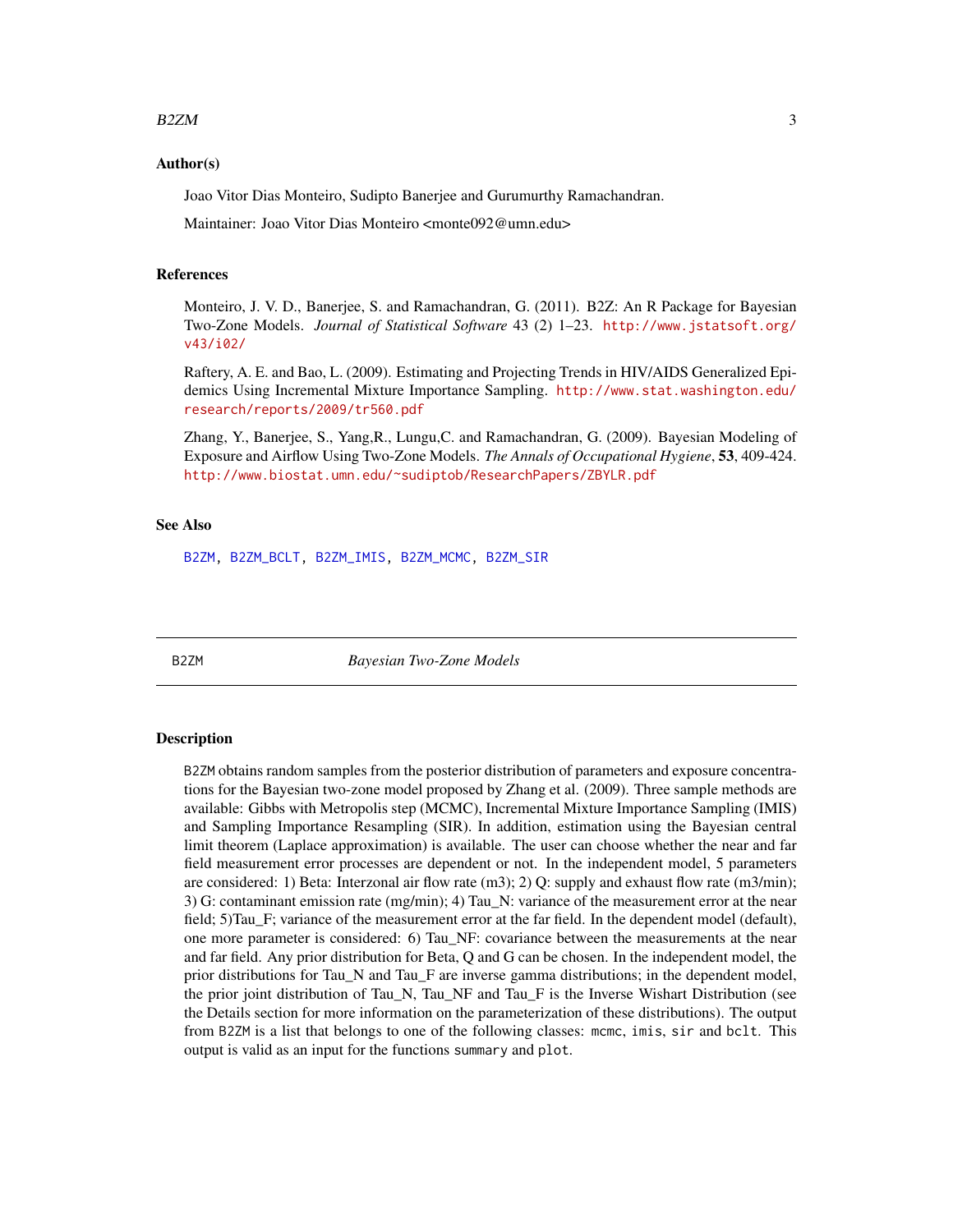### Author(s)

Joao Vitor Dias Monteiro, Sudipto Banerjee and Gurumurthy Ramachandran.

Maintainer: Joao Vitor Dias Monteiro <monte092@umn.edu>

### References

Monteiro, J. V. D., Banerjee, S. and Ramachandran, G. (2011). B2Z: An R Package for Bayesian Two-Zone Models. *Journal of Statistical Software* 43 (2) 1–23. http://www.jstatsoft.org/v43/i02/

Raftery, A. E. and Bao, L. (2009). Estimating and Projecting Trends in HIV/AIDS Generalized Epidemics Using Incremental Mixture Importance Sampling. http://www.stat.washington.edu/research/reports/2009/tr560.pdf

Zhang, Y., Banerjee, S., Yang,R., Lungu,C. and Ramachandran, G. (2009). Bayesian Modeling of Exposure and Airflow Using Two-Zone Models. *The Annals of Occupational Hygiene*, **53**, 409-424. http://www.biostat.umn.edu/~sudiptob/ResearchPapers/ZBYLR.pdf

### See Also

B2ZM, B2ZM_BCLT, B2ZM_IMIS, B2ZM_MCMC, B2ZM_SIR

---

## B2ZM — *Bayesian Two-Zone Models*

### Description

B2ZM obtains random samples from the posterior distribution of parameters and exposure concentrations for the Bayesian two-zone model proposed by Zhang et al. (2009). Three sample methods are available: Gibbs with Metropolis step (MCMC), Incremental Mixture Importance Sampling (IMIS) and Sampling Importance Resampling (SIR). In addition, estimation using the Bayesian central limit theorem (Laplace approximation) is available. The user can choose whether the near and far field measurement error processes are dependent or not. In the independent model, 5 parameters are considered: 1) Beta: Interzonal air flow rate (m3); 2) Q: supply and exhaust flow rate (m3/min); 3) G: contaminant emission rate (mg/min); 4) Tau_N: variance of the measurement error at the near field; 5)Tau_F; variance of the measurement error at the far field. In the dependent model (default), one more parameter is considered: 6) Tau_NF: covariance between the measurements at the near and far field. Any prior distribution for Beta, Q and G can be chosen. In the independent model, the prior distributions for Tau_N and Tau_F are inverse gamma distributions; in the dependent model, the prior joint distribution of Tau_N, Tau_NF and Tau_F is the Inverse Wishart Distribution (see the Details section for more information on the parameterization of these distributions). The output from B2ZM is a list that belongs to one of the following classes: mcmc, imis, sir and bclt. This output is valid as an input for the functions summary and plot.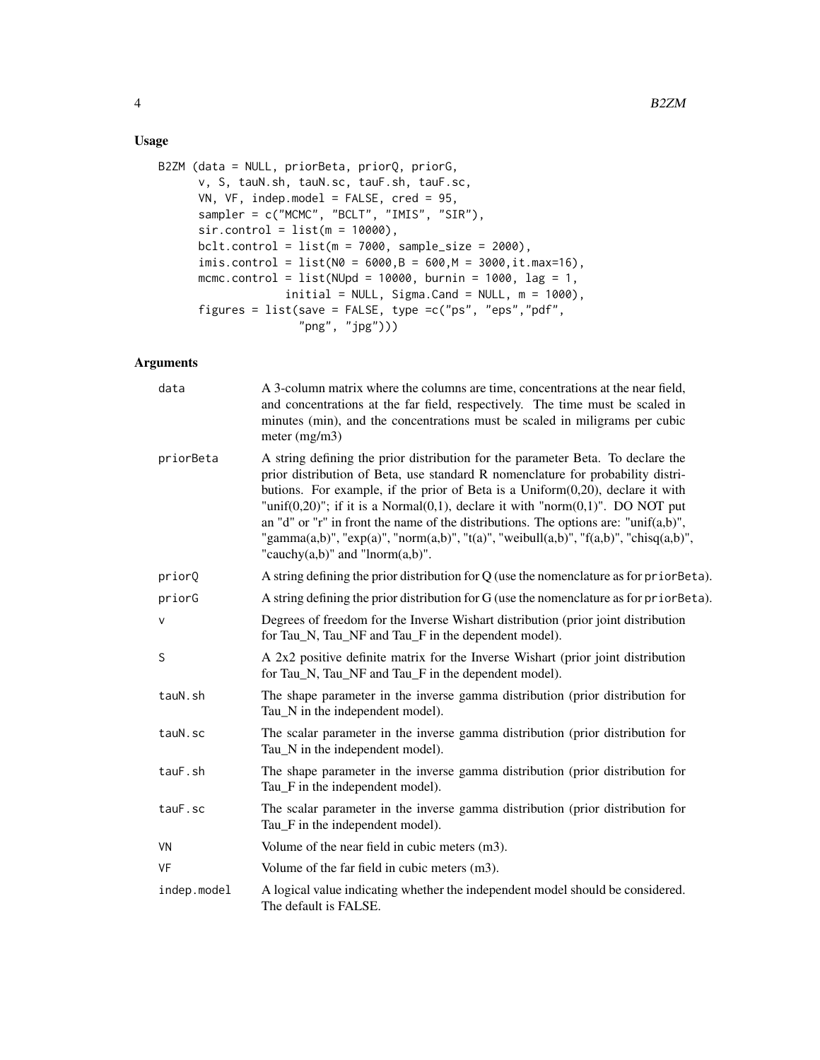### Usage

```
B2ZM (data = NULL, priorBeta, priorQ, priorG,
      v, S, tauN.sh, tauN.sc, tauF.sh, tauF.sc,
      VN, VF, indep.model = FALSE, cred = 95,
      sampler = c("MCMC", "BCLT", "IMIS", "SIR"),
      sir.control = list(m = 10000),
      bclt.control = list(m = 7000, sample_size = 2000),
      imis.control = list(N0 = 6000,B = 600,M = 3000,it.max=16),
      mcmc.control = list(NUpd = 10000, burnin = 1000, lag = 1,
                  initial = NULL, Sigma.Cand = NULL, m = 1000),
      figures = list(save = FALSE, type =c("ps", "eps","pdf",
                    "png", "jpg")))
```

### Arguments

| | |
|---|---|
| `data` | A 3-column matrix where the columns are time, concentrations at the near field, and concentrations at the far field, respectively. The time must be scaled in minutes (min), and the concentrations must be scaled in miligrams per cubic meter (mg/m3) |
| `priorBeta` | A string defining the prior distribution for the parameter Beta. To declare the prior distribution of Beta, use standard R nomenclature for probability distributions. For example, if the prior of Beta is a Uniform(0,20), declare it with "unif(0,20)"; if it is a Normal(0,1), declare it with "norm(0,1)". DO NOT put an "d" or "r" in front the name of the distributions. The options are: "unif(a,b)", "gamma(a,b)", "exp(a)", "norm(a,b)", "t(a)", "weibull(a,b)", "f(a,b)", "chisq(a,b)", "cauchy(a,b)" and "lnorm(a,b)". |
| `priorQ` | A string defining the prior distribution for Q (use the nomenclature as for `priorBeta`). |
| `priorG` | A string defining the prior distribution for G (use the nomenclature as for `priorBeta`). |
| `v` | Degrees of freedom for the Inverse Wishart distribution (prior joint distribution for Tau_N, Tau_NF and Tau_F in the dependent model). |
| `S` | A 2x2 positive definite matrix for the Inverse Wishart (prior joint distribution for Tau_N, Tau_NF and Tau_F in the dependent model). |
| `tauN.sh` | The shape parameter in the inverse gamma distribution (prior distribution for Tau_N in the independent model). |
| `tauN.sc` | The scalar parameter in the inverse gamma distribution (prior distribution for Tau_N in the independent model). |
| `tauF.sh` | The shape parameter in the inverse gamma distribution (prior distribution for Tau_F in the independent model). |
| `tauF.sc` | The scalar parameter in the inverse gamma distribution (prior distribution for Tau_F in the independent model). |
| `VN` | Volume of the near field in cubic meters (m3). |
| `VF` | Volume of the far field in cubic meters (m3). |
| `indep.model` | A logical value indicating whether the independent model should be considered. The default is FALSE. |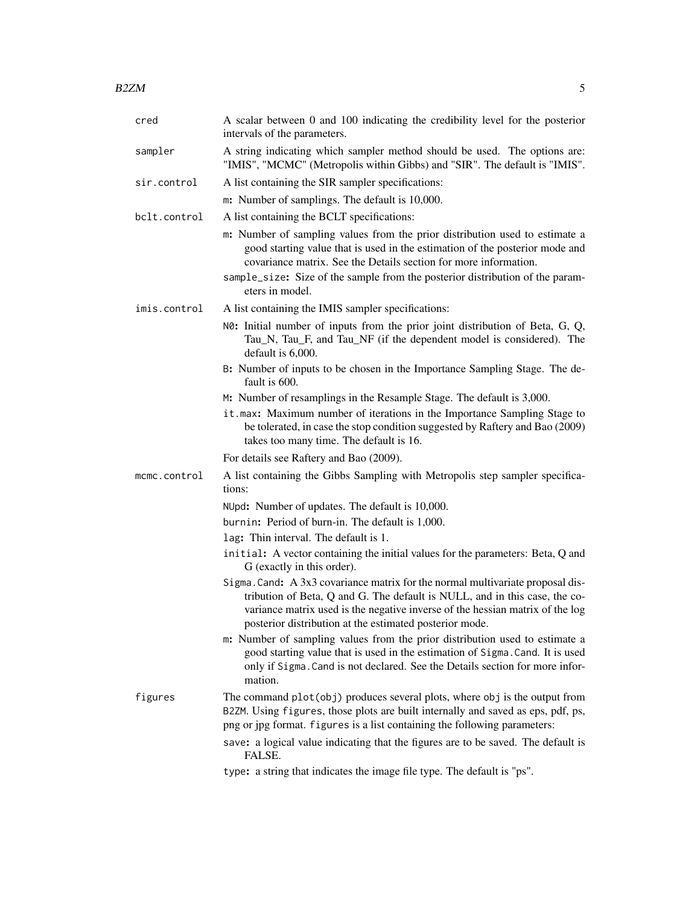| | |
|---|---|
| `cred` | A scalar between 0 and 100 indicating the credibility level for the posterior intervals of the parameters. |
| `sampler` | A string indicating which sampler method should be used. The options are: "IMIS", "MCMC" (Metropolis within Gibbs) and "SIR". The default is "IMIS". |
| `sir.control` | A list containing the SIR sampler specifications:<br>`m`: Number of samplings. The default is 10,000. |
| `bclt.control` | A list containing the BCLT specifications:<br>`m`: Number of sampling values from the prior distribution used to estimate a good starting value that is used in the estimation of the posterior mode and covariance matrix. See the Details section for more information.<br>`sample_size`: Size of the sample from the posterior distribution of the parameters in model. |
| `imis.control` | A list containing the IMIS sampler specifications:<br>`N0`: Initial number of inputs from the prior joint distribution of Beta, G, Q, Tau_N, Tau_F, and Tau_NF (if the dependent model is considered). The default is 6,000.<br>`B`: Number of inputs to be chosen in the Importance Sampling Stage. The default is 600.<br>`M`: Number of resamplings in the Resample Stage. The default is 3,000.<br>`it.max`: Maximum number of iterations in the Importance Sampling Stage to be tolerated, in case the stop condition suggested by Raftery and Bao (2009) takes too many time. The default is 16.<br>For details see Raftery and Bao (2009). |
| `mcmc.control` | A list containing the Gibbs Sampling with Metropolis step sampler specifications:<br>`NUpd`: Number of updates. The default is 10,000.<br>`burnin`: Period of burn-in. The default is 1,000.<br>`lag`: Thin interval. The default is 1.<br>`initial`: A vector containing the initial values for the parameters: Beta, Q and G (exactly in this order).<br>`Sigma.Cand`: A 3x3 covariance matrix for the normal multivariate proposal distribution of Beta, Q and G. The default is NULL, and in this case, the covariance matrix used is the negative inverse of the hessian matrix of the log posterior distribution at the estimated posterior mode.<br>`m`: Number of sampling values from the prior distribution used to estimate a good starting value that is used in the estimation of `Sigma.Cand`. It is used only if `Sigma.Cand` is not declared. See the Details section for more information. |
| `figures` | The command `plot(obj)` produces several plots, where `obj` is the output from `B2ZM`. Using `figures`, those plots are built internally and saved as eps, pdf, ps, png or jpg format. `figures` is a list containing the following parameters:<br>`save`: a logical value indicating that the figures are to be saved. The default is FALSE.<br>`type`: a string that indicates the image file type. The default is "ps". |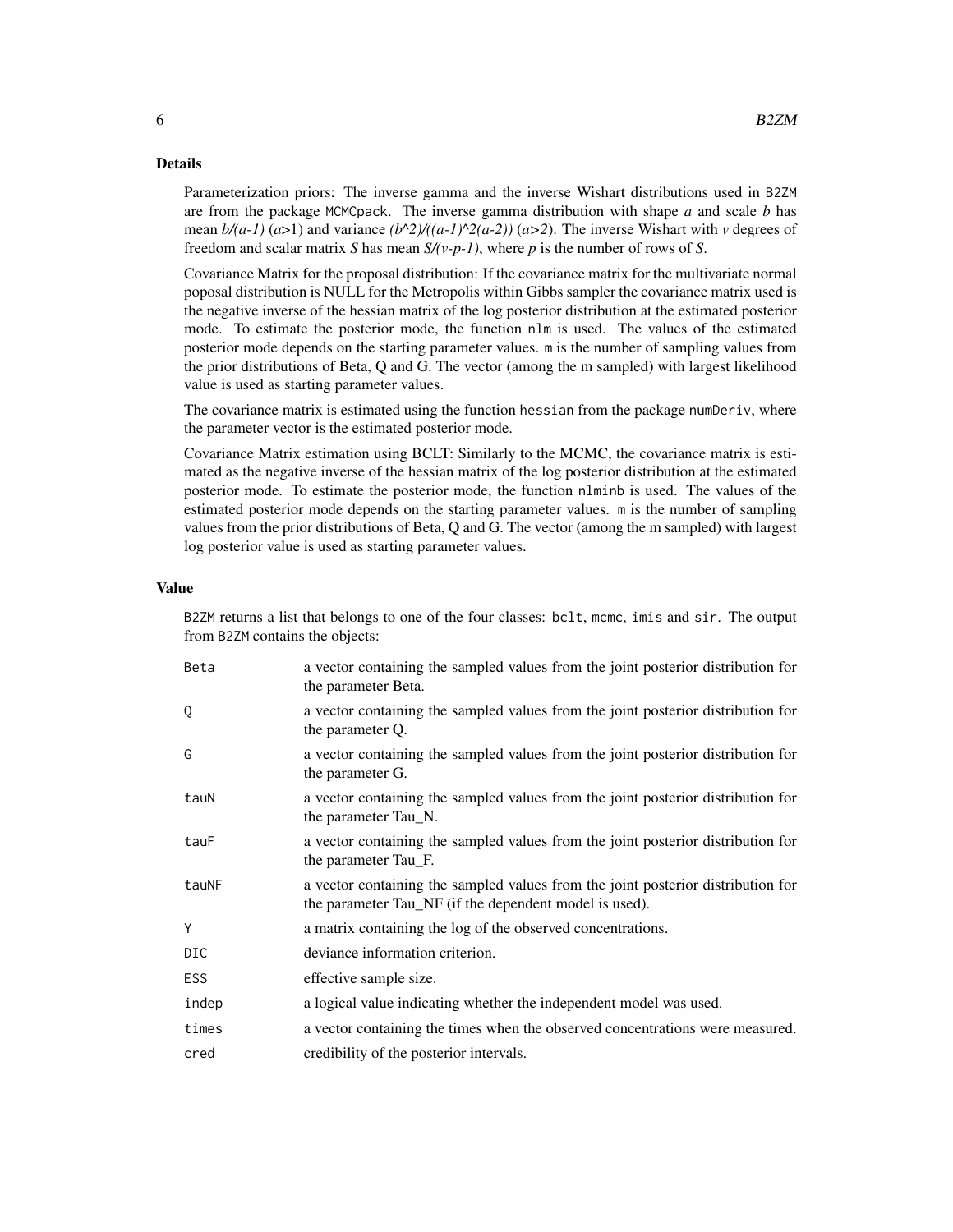## Details

Parameterization priors: The inverse gamma and the inverse Wishart distributions used in B2ZM are from the package MCMCpack. The inverse gamma distribution with shape $a$ and scale $b$ has mean $b/(a-1)$ ($a$>1) and variance $(b^2)/((a-1)^2(a-2))$ ($a>2$). The inverse Wishart with $v$ degrees of freedom and scalar matrix $S$ has mean $S/(v-p-1)$, where $p$ is the number of rows of $S$.

Covariance Matrix for the proposal distribution: If the covariance matrix for the multivariate normal poposal distribution is NULL for the Metropolis within Gibbs sampler the covariance matrix used is the negative inverse of the hessian matrix of the log posterior distribution at the estimated posterior mode. To estimate the posterior mode, the function nlm is used. The values of the estimated posterior mode depends on the starting parameter values. m is the number of sampling values from the prior distributions of Beta, Q and G. The vector (among the m sampled) with largest likelihood value is used as starting parameter values.

The covariance matrix is estimated using the function hessian from the package numDeriv, where the parameter vector is the estimated posterior mode.

Covariance Matrix estimation using BCLT: Similarly to the MCMC, the covariance matrix is estimated as the negative inverse of the hessian matrix of the log posterior distribution at the estimated posterior mode. To estimate the posterior mode, the function nlminb is used. The values of the estimated posterior mode depends on the starting parameter values. m is the number of sampling values from the prior distributions of Beta, Q and G. The vector (among the m sampled) with largest log posterior value is used as starting parameter values.

## Value

B2ZM returns a list that belongs to one of the four classes: bclt, mcmc, imis and sir. The output from B2ZM contains the objects:

| | |
|---|---|
| Beta | a vector containing the sampled values from the joint posterior distribution for the parameter Beta. |
| Q | a vector containing the sampled values from the joint posterior distribution for the parameter Q. |
| G | a vector containing the sampled values from the joint posterior distribution for the parameter G. |
| tauN | a vector containing the sampled values from the joint posterior distribution for the parameter Tau_N. |
| tauF | a vector containing the sampled values from the joint posterior distribution for the parameter Tau_F. |
| tauNF | a vector containing the sampled values from the joint posterior distribution for the parameter Tau_NF (if the dependent model is used). |
| Y | a matrix containing the log of the observed concentrations. |
| DIC | deviance information criterion. |
| ESS | effective sample size. |
| indep | a logical value indicating whether the independent model was used. |
| times | a vector containing the times when the observed concentrations were measured. |
| cred | credibility of the posterior intervals. |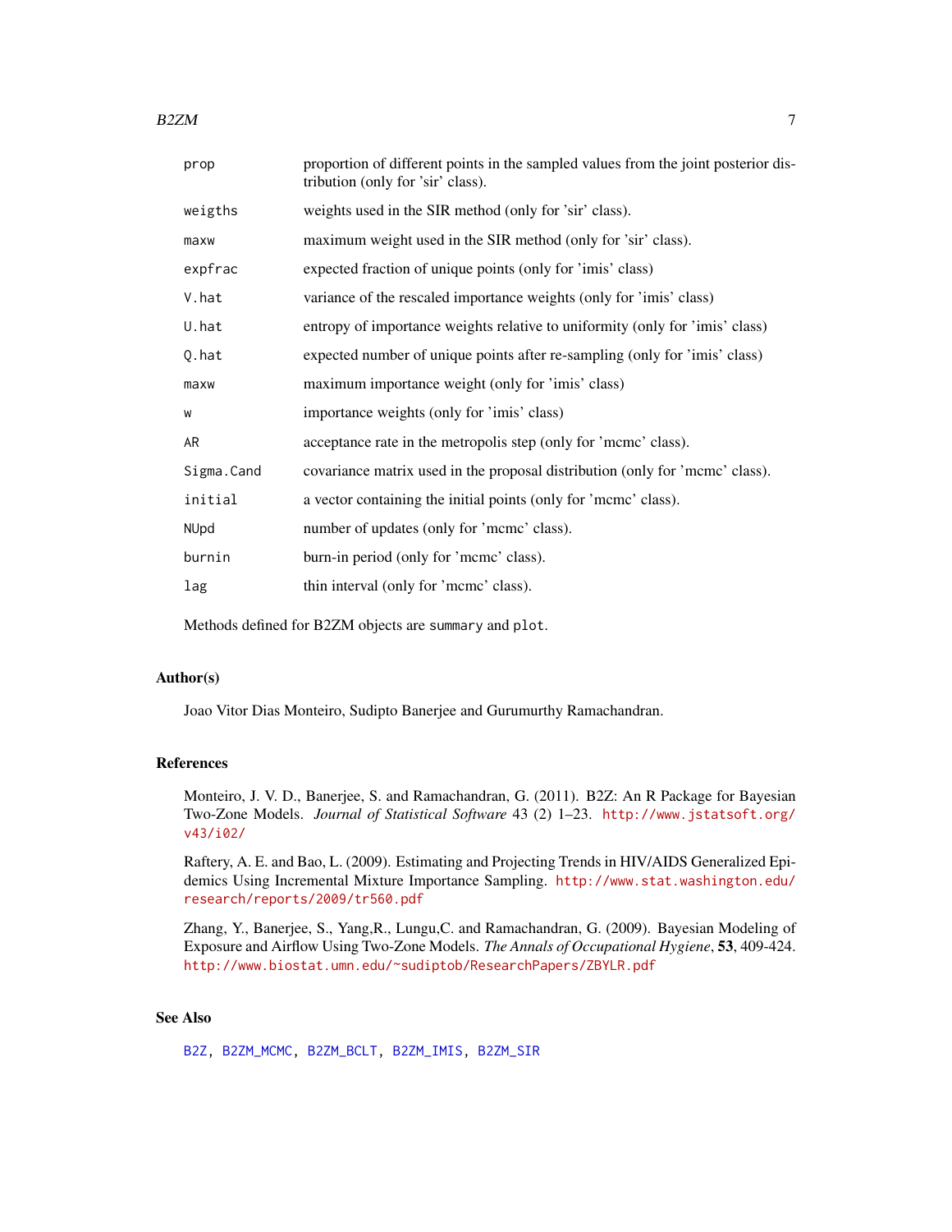| | |
|---|---|
| `prop` | proportion of different points in the sampled values from the joint posterior distribution (only for 'sir' class). |
| `weigths` | weights used in the SIR method (only for 'sir' class). |
| `maxw` | maximum weight used in the SIR method (only for 'sir' class). |
| `expfrac` | expected fraction of unique points (only for 'imis' class) |
| `V.hat` | variance of the rescaled importance weights (only for 'imis' class) |
| `U.hat` | entropy of importance weights relative to uniformity (only for 'imis' class) |
| `Q.hat` | expected number of unique points after re-sampling (only for 'imis' class) |
| `maxw` | maximum importance weight (only for 'imis' class) |
| `w` | importance weights (only for 'imis' class) |
| `AR` | acceptance rate in the metropolis step (only for 'mcmc' class). |
| `Sigma.Cand` | covariance matrix used in the proposal distribution (only for 'mcmc' class). |
| `initial` | a vector containing the initial points (only for 'mcmc' class). |
| `NUpd` | number of updates (only for 'mcmc' class). |
| `burnin` | burn-in period (only for 'mcmc' class). |
| `lag` | thin interval (only for 'mcmc' class). |

Methods defined for B2ZM objects are `summary` and `plot`.

## Author(s)

Joao Vitor Dias Monteiro, Sudipto Banerjee and Gurumurthy Ramachandran.

## References

Monteiro, J. V. D., Banerjee, S. and Ramachandran, G. (2011). B2Z: An R Package for Bayesian Two-Zone Models. *Journal of Statistical Software* 43 (2) 1–23. http://www.jstatsoft.org/v43/i02/

Raftery, A. E. and Bao, L. (2009). Estimating and Projecting Trends in HIV/AIDS Generalized Epidemics Using Incremental Mixture Importance Sampling. http://www.stat.washington.edu/research/reports/2009/tr560.pdf

Zhang, Y., Banerjee, S., Yang,R., Lungu,C. and Ramachandran, G. (2009). Bayesian Modeling of Exposure and Airflow Using Two-Zone Models. *The Annals of Occupational Hygiene*, **53**, 409-424. http://www.biostat.umn.edu/~sudiptob/ResearchPapers/ZBYLR.pdf

## See Also

B2Z, B2ZM_MCMC, B2ZM_BCLT, B2ZM_IMIS, B2ZM_SIR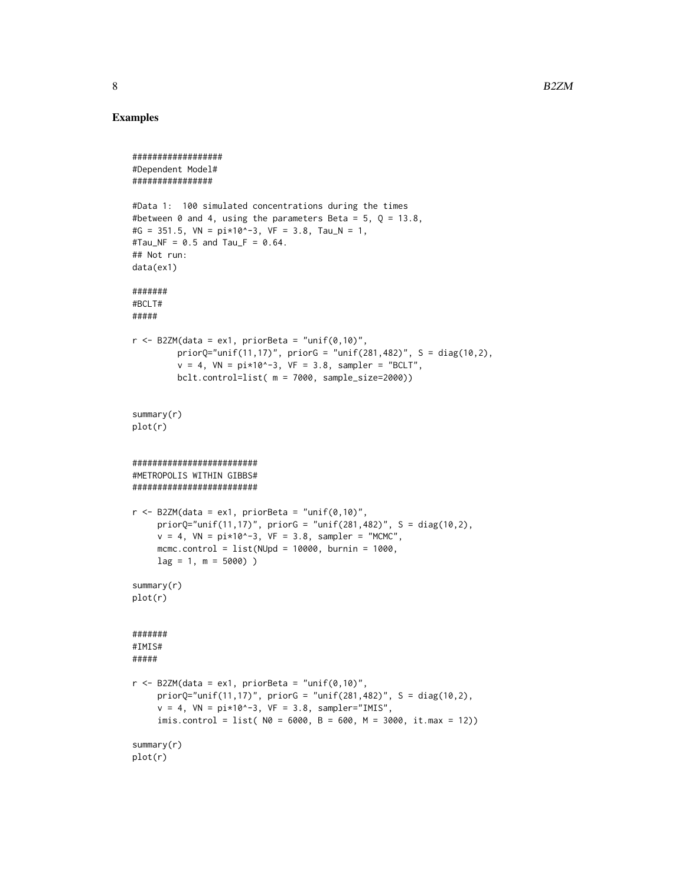## Examples

```
##################
#Dependent Model#
################

#Data 1:  100 simulated concentrations during the times
#between 0 and 4, using the parameters Beta = 5, Q = 13.8,
#G = 351.5, VN = pi*10^-3, VF = 3.8, Tau_N = 1,
#Tau_NF = 0.5 and Tau_F = 0.64.
## Not run:
data(ex1)

#######
#BCLT#
#####

r <- B2ZM(data = ex1, priorBeta = "unif(0,10)",
         priorQ="unif(11,17)", priorG = "unif(281,482)", S = diag(10,2),
         v = 4, VN = pi*10^-3, VF = 3.8, sampler = "BCLT",
         bclt.control=list( m = 7000, sample_size=2000))


summary(r)
plot(r)


########################
#METROPOLIS WITHIN GIBBS#
########################

r <- B2ZM(data = ex1, priorBeta = "unif(0,10)",
     priorQ="unif(11,17)", priorG = "unif(281,482)", S = diag(10,2),
     v = 4, VN = pi*10^-3, VF = 3.8, sampler = "MCMC",
     mcmc.control = list(NUpd = 10000, burnin = 1000,
     lag = 1, m = 5000) )

summary(r)
plot(r)


#######
#IMIS#
#####

r <- B2ZM(data = ex1, priorBeta = "unif(0,10)",
     priorQ="unif(11,17)", priorG = "unif(281,482)", S = diag(10,2),
     v = 4, VN = pi*10^-3, VF = 3.8, sampler="IMIS",
     imis.control = list( N0 = 6000, B = 600, M = 3000, it.max = 12))

summary(r)
plot(r)
```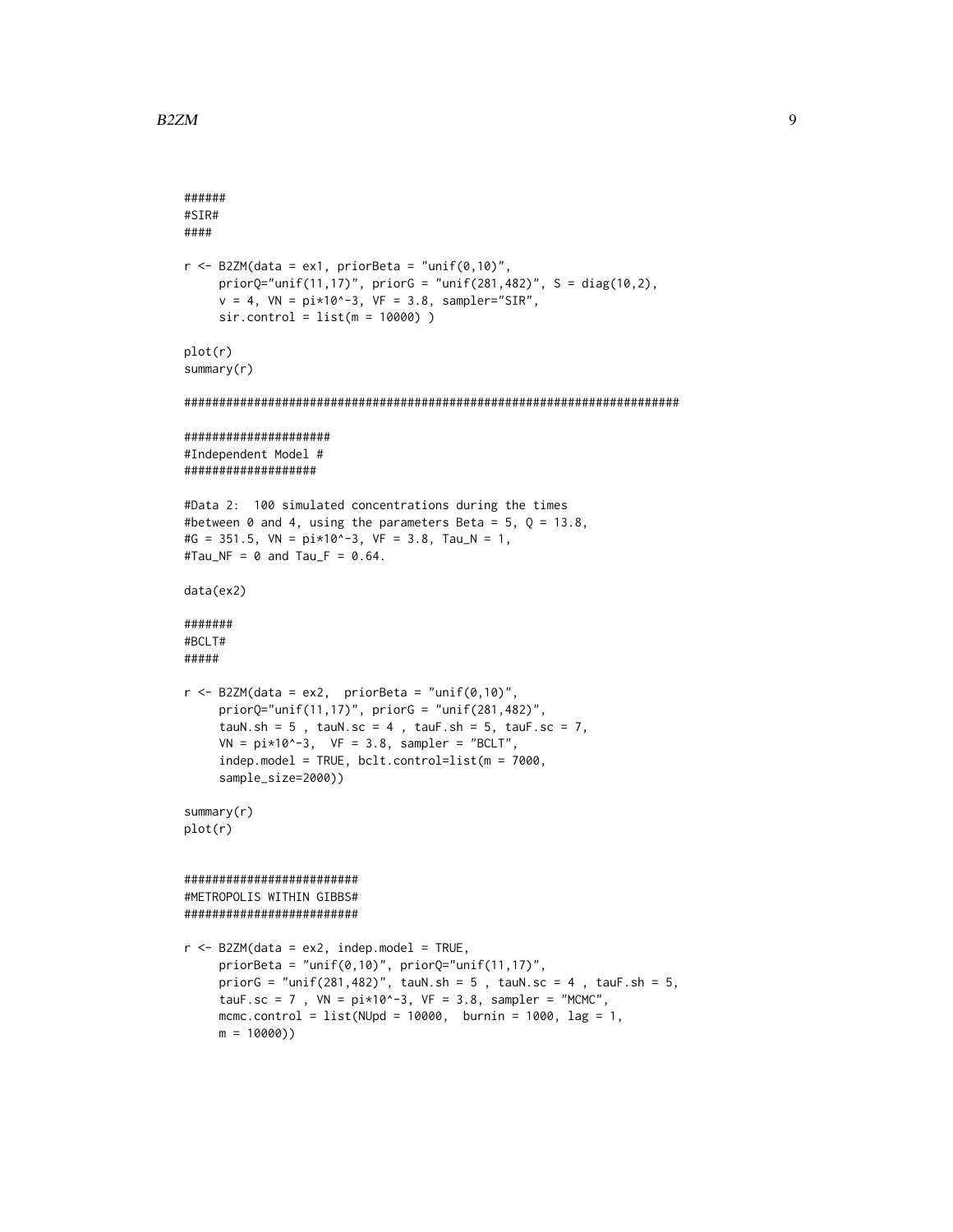```
######
#SIR#
####

r <- B2ZM(data = ex1, priorBeta = "unif(0,10)",
     priorQ="unif(11,17)", priorG = "unif(281,482)", S = diag(10,2),
     v = 4, VN = pi*10^-3, VF = 3.8, sampler="SIR",
     sir.control = list(m = 10000) )

plot(r)
summary(r)

######################################################################

####################
#Independent Model #
##################

#Data 2:  100 simulated concentrations during the times
#between 0 and 4, using the parameters Beta = 5, Q = 13.8,
#G = 351.5, VN = pi*10^-3, VF = 3.8, Tau_N = 1,
#Tau_NF = 0 and Tau_F = 0.64.

data(ex2)

#######
#BCLT#
#####

r <- B2ZM(data = ex2,  priorBeta = "unif(0,10)",
     priorQ="unif(11,17)", priorG = "unif(281,482)",
     tauN.sh = 5 , tauN.sc = 4 , tauF.sh = 5, tauF.sc = 7,
     VN = pi*10^-3,  VF = 3.8, sampler = "BCLT",
     indep.model = TRUE, bclt.control=list(m = 7000,
     sample_size=2000))

summary(r)
plot(r)


########################
#METROPOLIS WITHIN GIBBS#
########################

r <- B2ZM(data = ex2, indep.model = TRUE,
     priorBeta = "unif(0,10)", priorQ="unif(11,17)",
     priorG = "unif(281,482)", tauN.sh = 5 , tauN.sc = 4 , tauF.sh = 5,
     tauF.sc = 7 , VN = pi*10^-3, VF = 3.8, sampler = "MCMC",
     mcmc.control = list(NUpd = 10000,  burnin = 1000, lag = 1,
     m = 10000))
```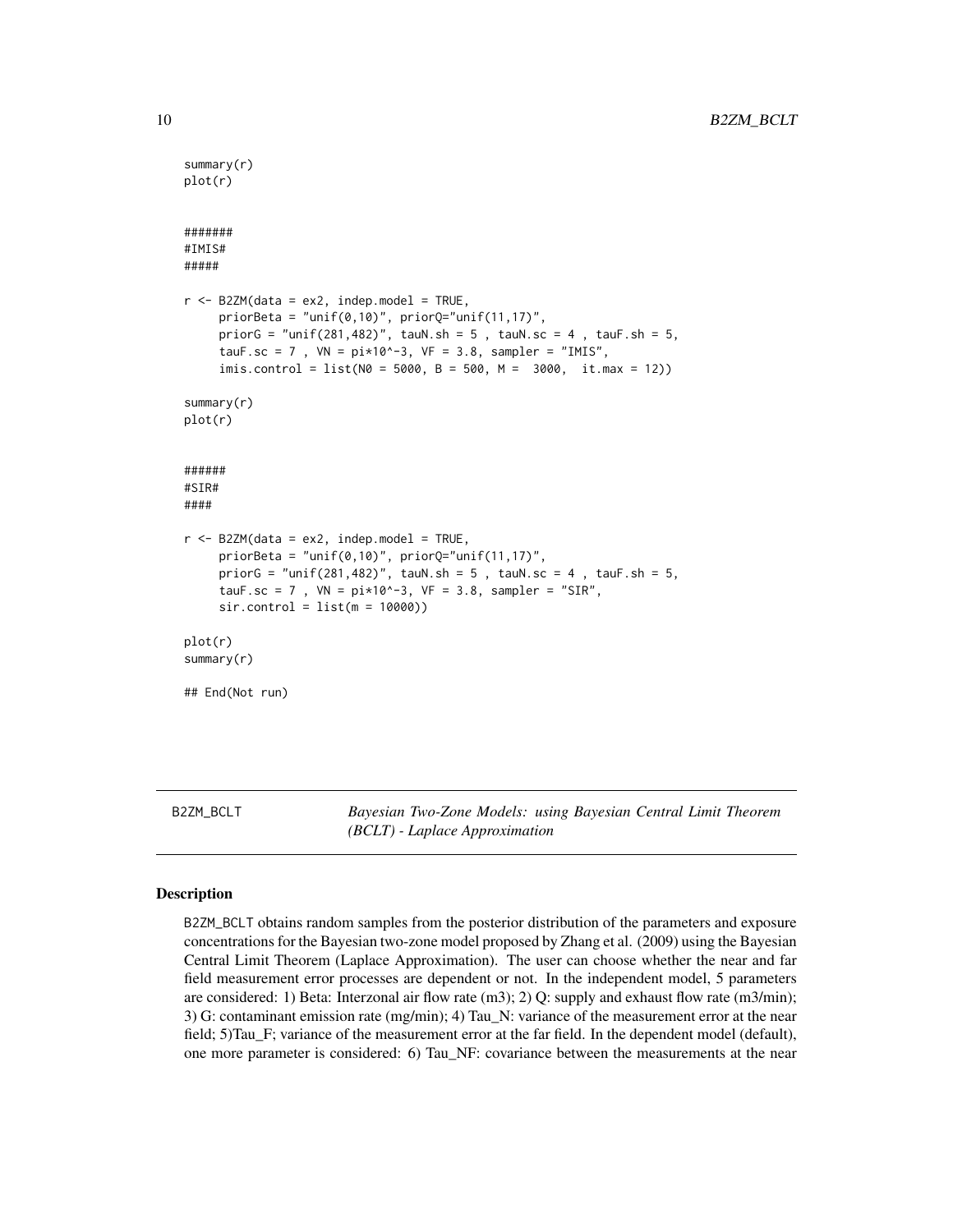```
summary(r)
plot(r)


#######
#IMIS#
#####

r <- B2ZM(data = ex2, indep.model = TRUE,
     priorBeta = "unif(0,10)", priorQ="unif(11,17)",
     priorG = "unif(281,482)", tauN.sh = 5 , tauN.sc = 4 , tauF.sh = 5,
     tauF.sc = 7 , VN = pi*10^-3, VF = 3.8, sampler = "IMIS",
     imis.control = list(N0 = 5000, B = 500, M =  3000,  it.max = 12))

summary(r)
plot(r)


######
#SIR#
####

r <- B2ZM(data = ex2, indep.model = TRUE,
     priorBeta = "unif(0,10)", priorQ="unif(11,17)",
     priorG = "unif(281,482)", tauN.sh = 5 , tauN.sc = 4 , tauF.sh = 5,
     tauF.sc = 7 , VN = pi*10^-3, VF = 3.8, sampler = "SIR",
     sir.control = list(m = 10000))

plot(r)
summary(r)

## End(Not run)
```

---

B2ZM_BCLT *Bayesian Two-Zone Models: using Bayesian Central Limit Theorem (BCLT) - Laplace Approximation*

---

### Description

B2ZM_BCLT obtains random samples from the posterior distribution of the parameters and exposure concentrations for the Bayesian two-zone model proposed by Zhang et al. (2009) using the Bayesian Central Limit Theorem (Laplace Approximation). The user can choose whether the near and far field measurement error processes are dependent or not. In the independent model, 5 parameters are considered: 1) Beta: Interzonal air flow rate (m3); 2) Q: supply and exhaust flow rate (m3/min); 3) G: contaminant emission rate (mg/min); 4) Tau_N: variance of the measurement error at the near field; 5)Tau_F; variance of the measurement error at the far field. In the dependent model (default), one more parameter is considered: 6) Tau_NF: covariance between the measurements at the near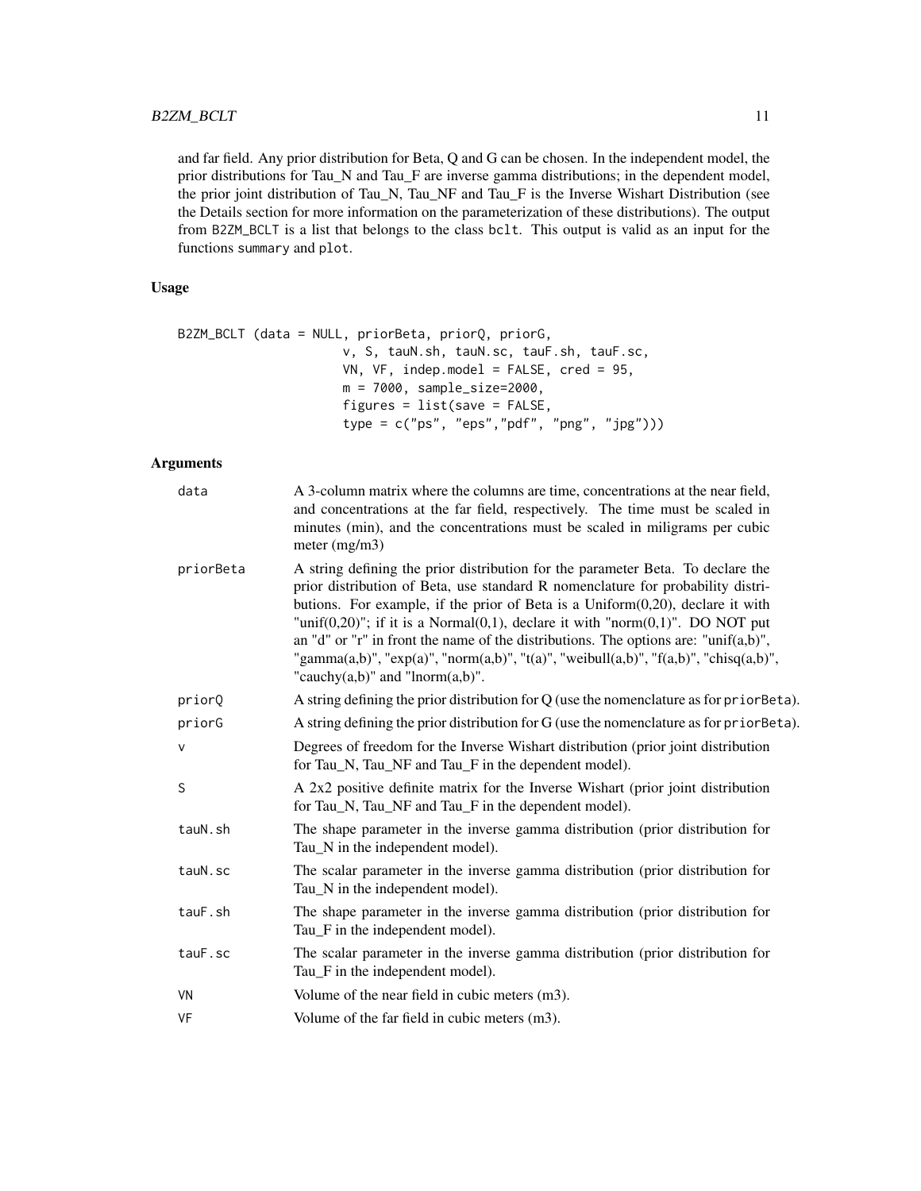and far field. Any prior distribution for Beta, Q and G can be chosen. In the independent model, the prior distributions for Tau_N and Tau_F are inverse gamma distributions; in the dependent model, the prior joint distribution of Tau_N, Tau_NF and Tau_F is the Inverse Wishart Distribution (see the Details section for more information on the parameterization of these distributions). The output from B2ZM_BCLT is a list that belongs to the class bclt. This output is valid as an input for the functions summary and plot.

### Usage

```
B2ZM_BCLT (data = NULL, priorBeta, priorQ, priorG,
                    v, S, tauN.sh, tauN.sc, tauF.sh, tauF.sc,
                    VN, VF, indep.model = FALSE, cred = 95,
                    m = 7000, sample_size=2000,
                    figures = list(save = FALSE,
                    type = c("ps", "eps","pdf", "png", "jpg")))
```

### Arguments

| | |
|---|---|
| data | A 3-column matrix where the columns are time, concentrations at the near field, and concentrations at the far field, respectively. The time must be scaled in minutes (min), and the concentrations must be scaled in miligrams per cubic meter (mg/m3) |
| priorBeta | A string defining the prior distribution for the parameter Beta. To declare the prior distribution of Beta, use standard R nomenclature for probability distributions. For example, if the prior of Beta is a Uniform(0,20), declare it with "unif(0,20)"; if it is a Normal(0,1), declare it with "norm(0,1)". DO NOT put an "d" or "r" in front the name of the distributions. The options are: "unif(a,b)", "gamma(a,b)", "exp(a)", "norm(a,b)", "t(a)", "weibull(a,b)", "f(a,b)", "chisq(a,b)", "cauchy(a,b)" and "lnorm(a,b)". |
| priorQ | A string defining the prior distribution for Q (use the nomenclature as for priorBeta). |
| priorG | A string defining the prior distribution for G (use the nomenclature as for priorBeta). |
| v | Degrees of freedom for the Inverse Wishart distribution (prior joint distribution for Tau_N, Tau_NF and Tau_F in the dependent model). |
| S | A 2x2 positive definite matrix for the Inverse Wishart (prior joint distribution for Tau_N, Tau_NF and Tau_F in the dependent model). |
| tauN.sh | The shape parameter in the inverse gamma distribution (prior distribution for Tau_N in the independent model). |
| tauN.sc | The scalar parameter in the inverse gamma distribution (prior distribution for Tau_N in the independent model). |
| tauF.sh | The shape parameter in the inverse gamma distribution (prior distribution for Tau_F in the independent model). |
| tauF.sc | The scalar parameter in the inverse gamma distribution (prior distribution for Tau_F in the independent model). |
| VN | Volume of the near field in cubic meters (m3). |
| VF | Volume of the far field in cubic meters (m3). |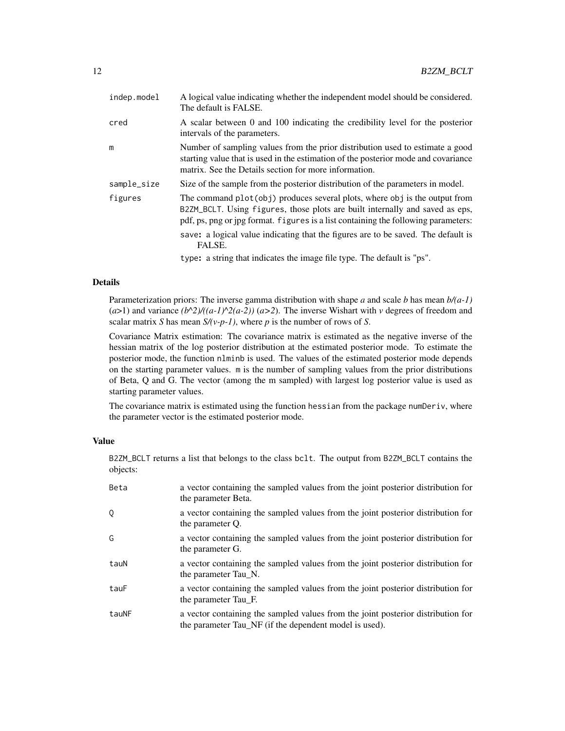| | |
|---|---|
| indep.model | A logical value indicating whether the independent model should be considered. The default is FALSE. |
| cred | A scalar between 0 and 100 indicating the credibility level for the posterior intervals of the parameters. |
| m | Number of sampling values from the prior distribution used to estimate a good starting value that is used in the estimation of the posterior mode and covariance matrix. See the Details section for more information. |
| sample_size | Size of the sample from the posterior distribution of the parameters in model. |
| figures | The command `plot(obj)` produces several plots, where `obj` is the output from `B2ZM_BCLT`. Using `figures`, those plots are built internally and saved as eps, pdf, ps, png or jpg format. `figures` is a list containing the following parameters:<br>**save:** a logical value indicating that the figures are to be saved. The default is FALSE.<br>**type:** a string that indicates the image file type. The default is "ps". |

## Details

Parameterization priors: The inverse gamma distribution with shape $a$ and scale $b$ has mean $b/(a-1)$ ($a>1$) and variance $(b^2)/((a-1)^2(a-2))$ ($a>2$). The inverse Wishart with $v$ degrees of freedom and scalar matrix $S$ has mean $S/(v-p-1)$, where $p$ is the number of rows of $S$.

Covariance Matrix estimation: The covariance matrix is estimated as the negative inverse of the hessian matrix of the log posterior distribution at the estimated posterior mode. To estimate the posterior mode, the function `nlminb` is used. The values of the estimated posterior mode depends on the starting parameter values. `m` is the number of sampling values from the prior distributions of Beta, Q and G. The vector (among the m sampled) with largest log posterior value is used as starting parameter values.

The covariance matrix is estimated using the function `hessian` from the package `numDeriv`, where the parameter vector is the estimated posterior mode.

## Value

`B2ZM_BCLT` returns a list that belongs to the class `bclt`. The output from `B2ZM_BCLT` contains the objects:

| | |
|---|---|
| Beta | a vector containing the sampled values from the joint posterior distribution for the parameter Beta. |
| Q | a vector containing the sampled values from the joint posterior distribution for the parameter Q. |
| G | a vector containing the sampled values from the joint posterior distribution for the parameter G. |
| tauN | a vector containing the sampled values from the joint posterior distribution for the parameter Tau_N. |
| tauF | a vector containing the sampled values from the joint posterior distribution for the parameter Tau_F. |
| tauNF | a vector containing the sampled values from the joint posterior distribution for the parameter Tau_NF (if the dependent model is used). |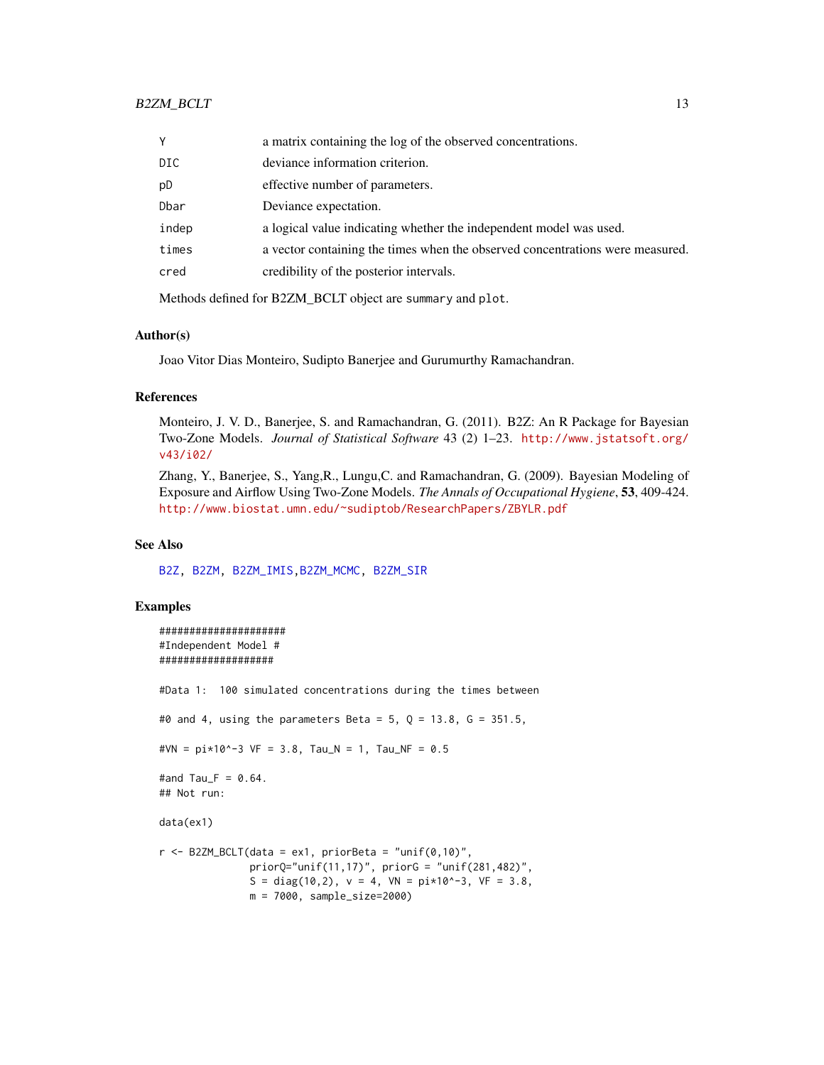| | |
|---|---|
| `Y` | a matrix containing the log of the observed concentrations. |
| `DIC` | deviance information criterion. |
| `pD` | effective number of parameters. |
| `Dbar` | Deviance expectation. |
| `indep` | a logical value indicating whether the independent model was used. |
| `times` | a vector containing the times when the observed concentrations were measured. |
| `cred` | credibility of the posterior intervals. |

Methods defined for B2ZM_BCLT object are `summary` and `plot`.

### Author(s)

Joao Vitor Dias Monteiro, Sudipto Banerjee and Gurumurthy Ramachandran.

### References

Monteiro, J. V. D., Banerjee, S. and Ramachandran, G. (2011). B2Z: An R Package for Bayesian Two-Zone Models. *Journal of Statistical Software* 43 (2) 1–23. http://www.jstatsoft.org/v43/i02/

Zhang, Y., Banerjee, S., Yang,R., Lungu,C. and Ramachandran, G. (2009). Bayesian Modeling of Exposure and Airflow Using Two-Zone Models. *The Annals of Occupational Hygiene*, **53**, 409-424. http://www.biostat.umn.edu/~sudiptob/ResearchPapers/ZBYLR.pdf

### See Also

B2Z, B2ZM, B2ZM_IMIS,B2ZM_MCMC, B2ZM_SIR

### Examples

```
####################
#Independent Model #
##################

#Data 1:  100 simulated concentrations during the times between

#0 and 4, using the parameters Beta = 5, Q = 13.8, G = 351.5,

#VN = pi*10^-3 VF = 3.8, Tau_N = 1, Tau_NF = 0.5

#and Tau_F = 0.64.
## Not run:

data(ex1)

r <- B2ZM_BCLT(data = ex1, priorBeta = "unif(0,10)",
              priorQ="unif(11,17)", priorG = "unif(281,482)",
              S = diag(10,2), v = 4, VN = pi*10^-3, VF = 3.8,
              m = 7000, sample_size=2000)
```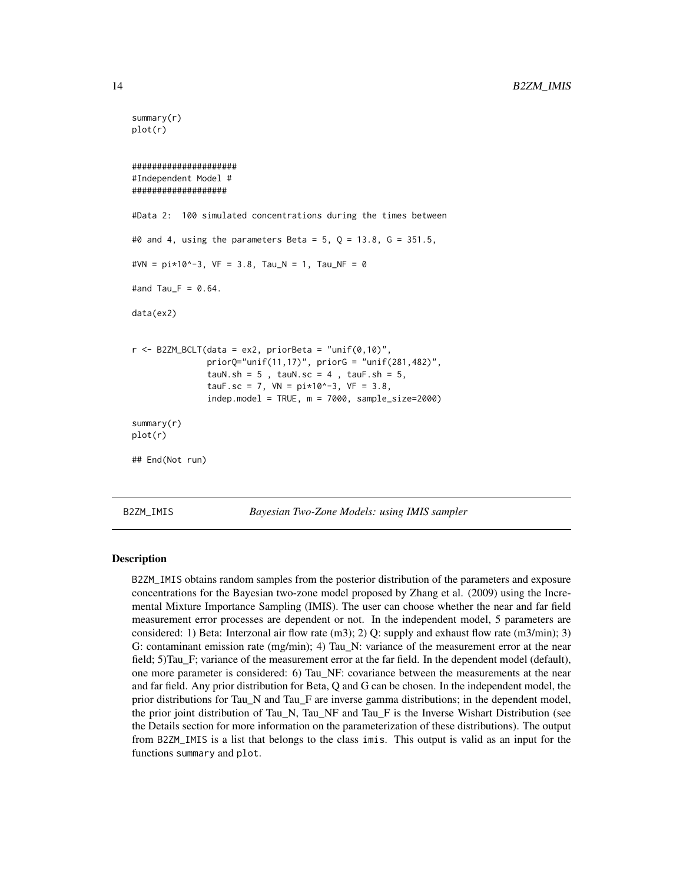```
summary(r)
plot(r)


####################
#Independent Model #
###################

#Data 2:  100 simulated concentrations during the times between

#0 and 4, using the parameters Beta = 5, Q = 13.8, G = 351.5,

#VN = pi*10^-3, VF = 3.8, Tau_N = 1, Tau_NF = 0

#and Tau_F = 0.64.

data(ex2)


r <- B2ZM_BCLT(data = ex2, priorBeta = "unif(0,10)",
               priorQ="unif(11,17)", priorG = "unif(281,482)",
               tauN.sh = 5 , tauN.sc = 4 , tauF.sh = 5,
               tauF.sc = 7, VN = pi*10^-3, VF = 3.8,
               indep.model = TRUE, m = 7000, sample_size=2000)

summary(r)
plot(r)

## End(Not run)
```

## B2ZM_IMIS — *Bayesian Two-Zone Models: using IMIS sampler*

### Description

B2ZM_IMIS obtains random samples from the posterior distribution of the parameters and exposure concentrations for the Bayesian two-zone model proposed by Zhang et al. (2009) using the Incremental Mixture Importance Sampling (IMIS). The user can choose whether the near and far field measurement error processes are dependent or not. In the independent model, 5 parameters are considered: 1) Beta: Interzonal air flow rate (m3); 2) Q: supply and exhaust flow rate (m3/min); 3) G: contaminant emission rate (mg/min); 4) Tau_N: variance of the measurement error at the near field; 5)Tau_F; variance of the measurement error at the far field. In the dependent model (default), one more parameter is considered: 6) Tau_NF: covariance between the measurements at the near and far field. Any prior distribution for Beta, Q and G can be chosen. In the independent model, the prior distributions for Tau_N and Tau_F are inverse gamma distributions; in the dependent model, the prior joint distribution of Tau_N, Tau_NF and Tau_F is the Inverse Wishart Distribution (see the Details section for more information on the parameterization of these distributions). The output from B2ZM_IMIS is a list that belongs to the class imis. This output is valid as an input for the functions summary and plot.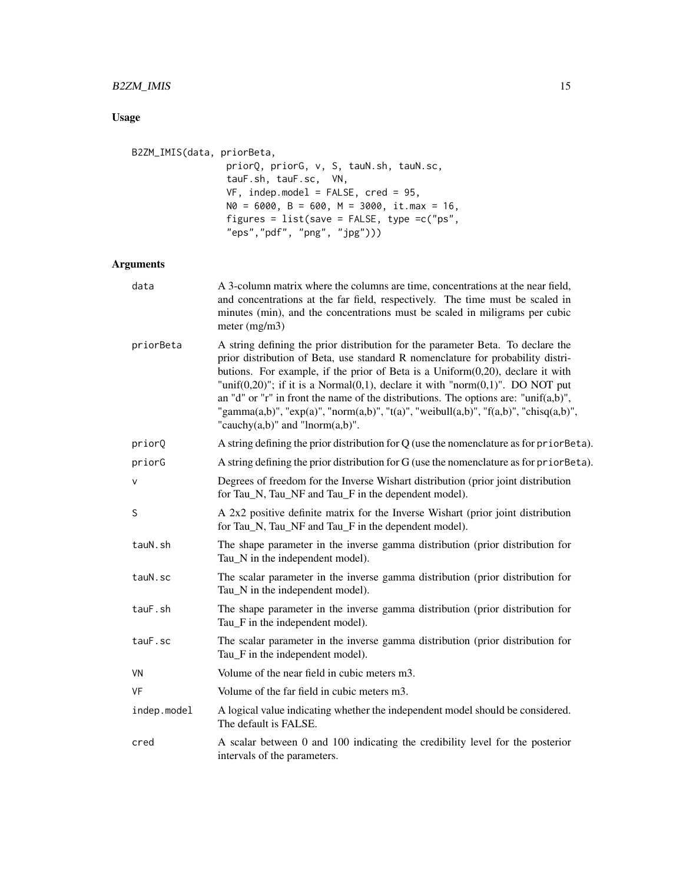## Usage

```
B2ZM_IMIS(data, priorBeta,
                priorQ, priorG, v, S, tauN.sh, tauN.sc,
                tauF.sh, tauF.sc,  VN,
                VF, indep.model = FALSE, cred = 95,
                N0 = 6000, B = 600, M = 3000, it.max = 16,
                figures = list(save = FALSE, type =c("ps",
                "eps","pdf", "png", "jpg")))
```

## Arguments

| | |
|---|---|
| `data` | A 3-column matrix where the columns are time, concentrations at the near field, and concentrations at the far field, respectively. The time must be scaled in minutes (min), and the concentrations must be scaled in miligrams per cubic meter (mg/m3) |
| `priorBeta` | A string defining the prior distribution for the parameter Beta. To declare the prior distribution of Beta, use standard R nomenclature for probability distributions. For example, if the prior of Beta is a Uniform(0,20), declare it with "unif(0,20)"; if it is a Normal(0,1), declare it with "norm(0,1)". DO NOT put an "d" or "r" in front the name of the distributions. The options are: "unif(a,b)", "gamma(a,b)", "exp(a)", "norm(a,b)", "t(a)", "weibull(a,b)", "f(a,b)", "chisq(a,b)", "cauchy(a,b)" and "lnorm(a,b)". |
| `priorQ` | A string defining the prior distribution for Q (use the nomenclature as for `priorBeta`). |
| `priorG` | A string defining the prior distribution for G (use the nomenclature as for `priorBeta`). |
| `v` | Degrees of freedom for the Inverse Wishart distribution (prior joint distribution for Tau_N, Tau_NF and Tau_F in the dependent model). |
| `S` | A 2x2 positive definite matrix for the Inverse Wishart (prior joint distribution for Tau_N, Tau_NF and Tau_F in the dependent model). |
| `tauN.sh` | The shape parameter in the inverse gamma distribution (prior distribution for Tau_N in the independent model). |
| `tauN.sc` | The scalar parameter in the inverse gamma distribution (prior distribution for Tau_N in the independent model). |
| `tauF.sh` | The shape parameter in the inverse gamma distribution (prior distribution for Tau_F in the independent model). |
| `tauF.sc` | The scalar parameter in the inverse gamma distribution (prior distribution for Tau_F in the independent model). |
| `VN` | Volume of the near field in cubic meters m3. |
| `VF` | Volume of the far field in cubic meters m3. |
| `indep.model` | A logical value indicating whether the independent model should be considered. The default is FALSE. |
| `cred` | A scalar between 0 and 100 indicating the credibility level for the posterior intervals of the parameters. |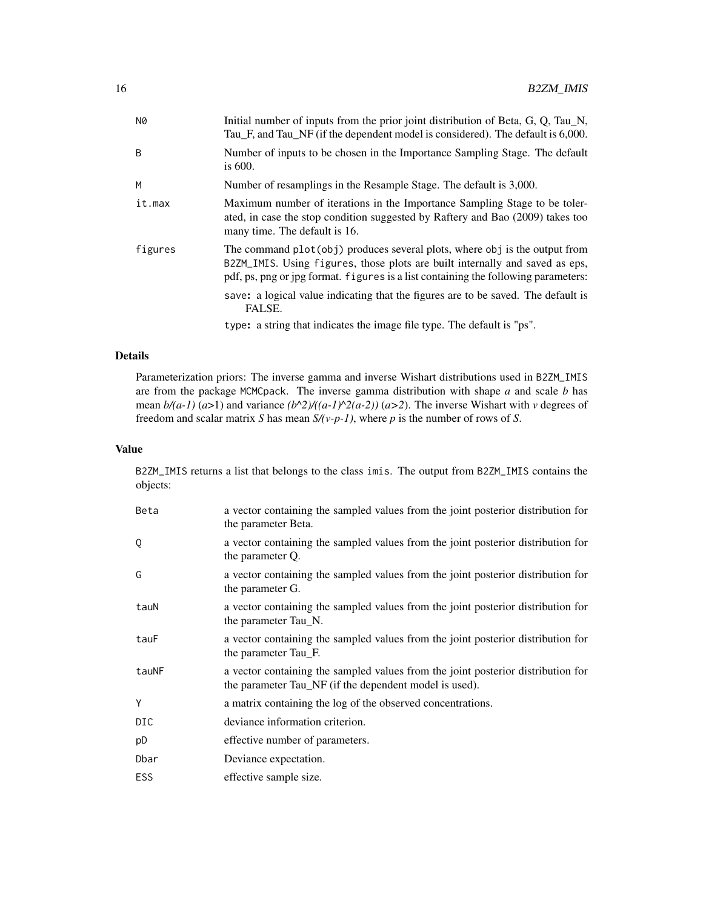| | |
|---|---|
| N0 | Initial number of inputs from the prior joint distribution of Beta, G, Q, Tau_N, Tau_F, and Tau_NF (if the dependent model is considered). The default is 6,000. |
| B | Number of inputs to be chosen in the Importance Sampling Stage. The default is 600. |
| M | Number of resamplings in the Resample Stage. The default is 3,000. |
| it.max | Maximum number of iterations in the Importance Sampling Stage to be tolerated, in case the stop condition suggested by Raftery and Bao (2009) takes too many time. The default is 16. |
| figures | The command `plot(obj)` produces several plots, where `obj` is the output from `B2ZM_IMIS`. Using `figures`, those plots are built internally and saved as eps, pdf, ps, png or jpg format. `figures` is a list containing the following parameters:<br>`save`**:** a logical value indicating that the figures are to be saved. The default is FALSE.<br>`type`**:** a string that indicates the image file type. The default is "ps". |

## Details

Parameterization priors: The inverse gamma and inverse Wishart distributions used in `B2ZM_IMIS` are from the package `MCMCpack`. The inverse gamma distribution with shape *a* and scale *b* has mean *b/(a-1)* (*a*>1) and variance *(b^2)/((a-1)^2(a-2))* (*a>2*). The inverse Wishart with *v* degrees of freedom and scalar matrix *S* has mean *S/(v-p-1)*, where *p* is the number of rows of *S*.

## Value

`B2ZM_IMIS` returns a list that belongs to the class `imis`. The output from `B2ZM_IMIS` contains the objects:

| | |
|---|---|
| Beta | a vector containing the sampled values from the joint posterior distribution for the parameter Beta. |
| Q | a vector containing the sampled values from the joint posterior distribution for the parameter Q. |
| G | a vector containing the sampled values from the joint posterior distribution for the parameter G. |
| tauN | a vector containing the sampled values from the joint posterior distribution for the parameter Tau_N. |
| tauF | a vector containing the sampled values from the joint posterior distribution for the parameter Tau_F. |
| tauNF | a vector containing the sampled values from the joint posterior distribution for the parameter Tau_NF (if the dependent model is used). |
| Y | a matrix containing the log of the observed concentrations. |
| DIC | deviance information criterion. |
| pD | effective number of parameters. |
| Dbar | Deviance expectation. |
| ESS | effective sample size. |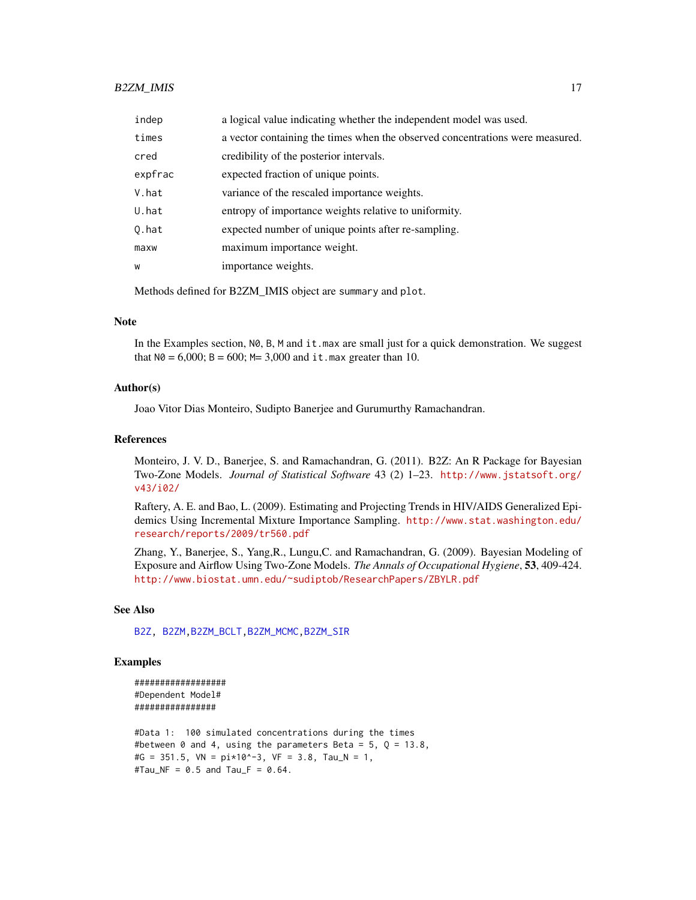| | |
|---|---|
| indep | a logical value indicating whether the independent model was used. |
| times | a vector containing the times when the observed concentrations were measured. |
| cred | credibility of the posterior intervals. |
| expfrac | expected fraction of unique points. |
| V.hat | variance of the rescaled importance weights. |
| U.hat | entropy of importance weights relative to uniformity. |
| Q.hat | expected number of unique points after re-sampling. |
| maxw | maximum importance weight. |
| w | importance weights. |

Methods defined for B2ZM_IMIS object are `summary` and `plot`.

## Note

In the Examples section, `N0`, `B`, `M` and `it.max` are small just for a quick demonstration. We suggest that `N0` = 6,000; `B` = 600; `M`= 3,000 and `it.max` greater than 10.

## Author(s)

Joao Vitor Dias Monteiro, Sudipto Banerjee and Gurumurthy Ramachandran.

## References

Monteiro, J. V. D., Banerjee, S. and Ramachandran, G. (2011). B2Z: An R Package for Bayesian Two-Zone Models. *Journal of Statistical Software* 43 (2) 1–23. http://www.jstatsoft.org/v43/i02/

Raftery, A. E. and Bao, L. (2009). Estimating and Projecting Trends in HIV/AIDS Generalized Epidemics Using Incremental Mixture Importance Sampling. http://www.stat.washington.edu/research/reports/2009/tr560.pdf

Zhang, Y., Banerjee, S., Yang,R., Lungu,C. and Ramachandran, G. (2009). Bayesian Modeling of Exposure and Airflow Using Two-Zone Models. *The Annals of Occupational Hygiene*, **53**, 409-424. http://www.biostat.umn.edu/~sudiptob/ResearchPapers/ZBYLR.pdf

## See Also

B2Z, B2ZM,B2ZM_BCLT,B2ZM_MCMC,B2ZM_SIR

## Examples

```
#################
#Dependent Model#
################

#Data 1:  100 simulated concentrations during the times
#between 0 and 4, using the parameters Beta = 5, Q = 13.8,
#G = 351.5, VN = pi*10^-3, VF = 3.8, Tau_N = 1,
#Tau_NF = 0.5 and Tau_F = 0.64.
```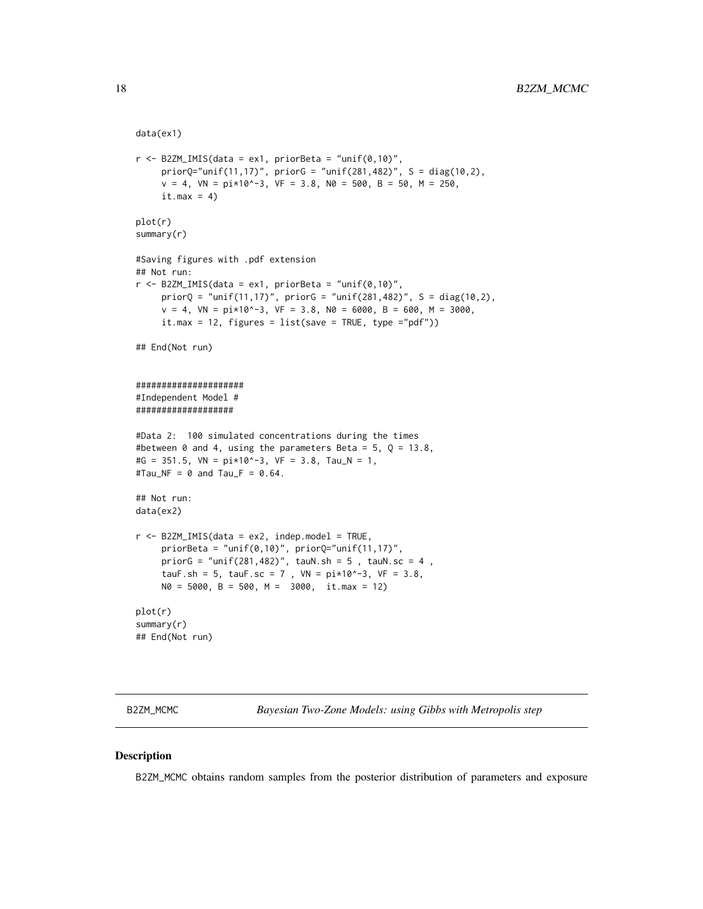```
data(ex1)

r <- B2ZM_IMIS(data = ex1, priorBeta = "unif(0,10)",
     priorQ="unif(11,17)", priorG = "unif(281,482)", S = diag(10,2),
     v = 4, VN = pi*10^-3, VF = 3.8, N0 = 500, B = 50, M = 250,
     it.max = 4)

plot(r)
summary(r)

#Saving figures with .pdf extension
## Not run:
r <- B2ZM_IMIS(data = ex1, priorBeta = "unif(0,10)",
     priorQ = "unif(11,17)", priorG = "unif(281,482)", S = diag(10,2),
     v = 4, VN = pi*10^-3, VF = 3.8, N0 = 6000, B = 600, M = 3000,
     it.max = 12, figures = list(save = TRUE, type ="pdf"))

## End(Not run)


####################
#Independent Model #
##################

#Data 2:  100 simulated concentrations during the times
#between 0 and 4, using the parameters Beta = 5, Q = 13.8,
#G = 351.5, VN = pi*10^-3, VF = 3.8, Tau_N = 1,
#Tau_NF = 0 and Tau_F = 0.64.

## Not run:
data(ex2)

r <- B2ZM_IMIS(data = ex2, indep.model = TRUE,
     priorBeta = "unif(0,10)", priorQ="unif(11,17)",
     priorG = "unif(281,482)", tauN.sh = 5 , tauN.sc = 4 ,
     tauF.sh = 5, tauF.sc = 7 , VN = pi*10^-3, VF = 3.8,
     N0 = 5000, B = 500, M =  3000,  it.max = 12)

plot(r)
summary(r)
## End(Not run)
```

---

B2ZM_MCMC &nbsp;&nbsp;&nbsp;&nbsp; *Bayesian Two-Zone Models: using Gibbs with Metropolis step*

---

## Description

B2ZM_MCMC obtains random samples from the posterior distribution of parameters and exposure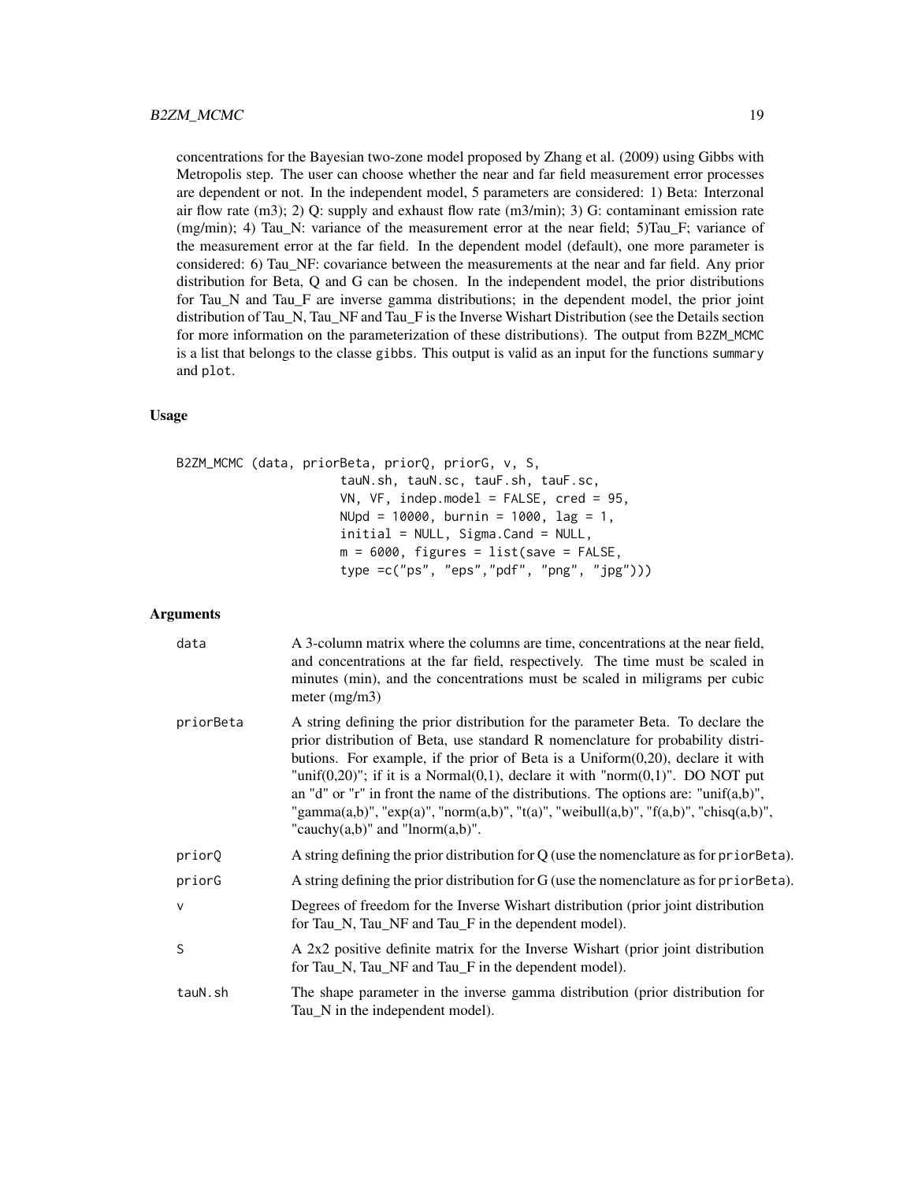concentrations for the Bayesian two-zone model proposed by Zhang et al. (2009) using Gibbs with Metropolis step. The user can choose whether the near and far field measurement error processes are dependent or not. In the independent model, 5 parameters are considered: 1) Beta: Interzonal air flow rate (m3); 2) Q: supply and exhaust flow rate (m3/min); 3) G: contaminant emission rate (mg/min); 4) Tau_N: variance of the measurement error at the near field; 5)Tau_F; variance of the measurement error at the far field. In the dependent model (default), one more parameter is considered: 6) Tau_NF: covariance between the measurements at the near and far field. Any prior distribution for Beta, Q and G can be chosen. In the independent model, the prior distributions for Tau_N and Tau_F are inverse gamma distributions; in the dependent model, the prior joint distribution of Tau_N, Tau_NF and Tau_F is the Inverse Wishart Distribution (see the Details section for more information on the parameterization of these distributions). The output from `B2ZM_MCMC` is a list that belongs to the classe `gibbs`. This output is valid as an input for the functions `summary` and `plot`.

### Usage

```
B2ZM_MCMC (data, priorBeta, priorQ, priorG, v, S,
                     tauN.sh, tauN.sc, tauF.sh, tauF.sc,
                     VN, VF, indep.model = FALSE, cred = 95,
                     NUpd = 10000, burnin = 1000, lag = 1,
                     initial = NULL, Sigma.Cand = NULL,
                     m = 6000, figures = list(save = FALSE,
                     type =c("ps", "eps","pdf", "png", "jpg")))
```

### Arguments

| | |
|---|---|
| `data` | A 3-column matrix where the columns are time, concentrations at the near field, and concentrations at the far field, respectively. The time must be scaled in minutes (min), and the concentrations must be scaled in miligrams per cubic meter (mg/m3) |
| `priorBeta` | A string defining the prior distribution for the parameter Beta. To declare the prior distribution of Beta, use standard R nomenclature for probability distributions. For example, if the prior of Beta is a Uniform(0,20), declare it with "unif(0,20)"; if it is a Normal(0,1), declare it with "norm(0,1)". DO NOT put an "d" or "r" in front the name of the distributions. The options are: "unif(a,b)", "gamma(a,b)", "exp(a)", "norm(a,b)", "t(a)", "weibull(a,b)", "f(a,b)", "chisq(a,b)", "cauchy(a,b)" and "lnorm(a,b)". |
| `priorQ` | A string defining the prior distribution for Q (use the nomenclature as for `priorBeta`). |
| `priorG` | A string defining the prior distribution for G (use the nomenclature as for `priorBeta`). |
| `v` | Degrees of freedom for the Inverse Wishart distribution (prior joint distribution for Tau_N, Tau_NF and Tau_F in the dependent model). |
| `S` | A 2x2 positive definite matrix for the Inverse Wishart (prior joint distribution for Tau_N, Tau_NF and Tau_F in the dependent model). |
| `tauN.sh` | The shape parameter in the inverse gamma distribution (prior distribution for Tau_N in the independent model). |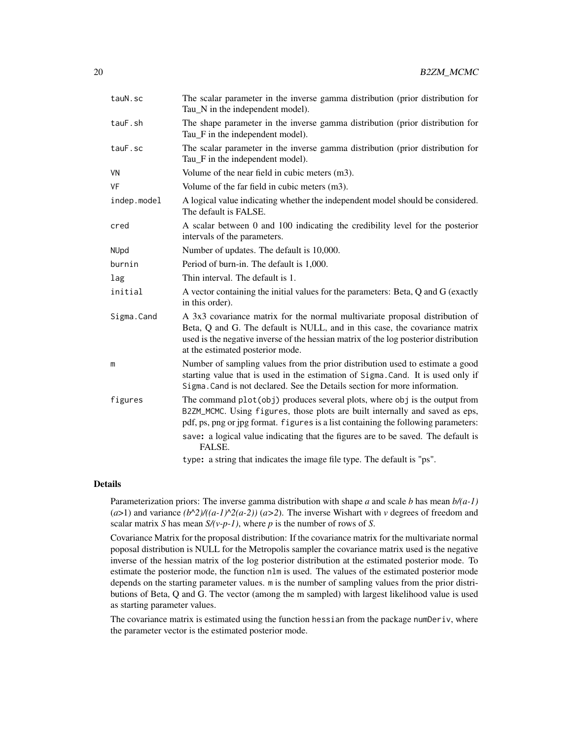| | |
|---|---|
| tauN.sc | The scalar parameter in the inverse gamma distribution (prior distribution for Tau_N in the independent model). |
| tauF.sh | The shape parameter in the inverse gamma distribution (prior distribution for Tau_F in the independent model). |
| tauF.sc | The scalar parameter in the inverse gamma distribution (prior distribution for Tau_F in the independent model). |
| VN | Volume of the near field in cubic meters (m3). |
| VF | Volume of the far field in cubic meters (m3). |
| indep.model | A logical value indicating whether the independent model should be considered. The default is FALSE. |
| cred | A scalar between 0 and 100 indicating the credibility level for the posterior intervals of the parameters. |
| NUpd | Number of updates. The default is 10,000. |
| burnin | Period of burn-in. The default is 1,000. |
| lag | Thin interval. The default is 1. |
| initial | A vector containing the initial values for the parameters: Beta, Q and G (exactly in this order). |
| Sigma.Cand | A 3x3 covariance matrix for the normal multivariate proposal distribution of Beta, Q and G. The default is NULL, and in this case, the covariance matrix used is the negative inverse of the hessian matrix of the log posterior distribution at the estimated posterior mode. |
| m | Number of sampling values from the prior distribution used to estimate a good starting value that is used in the estimation of Sigma.Cand. It is used only if Sigma.Cand is not declared. See the Details section for more information. |
| figures | The command plot(obj) produces several plots, where obj is the output from B2ZM_MCMC. Using figures, those plots are built internally and saved as eps, pdf, ps, png or jpg format. figures is a list containing the following parameters: <br> **save:** a logical value indicating that the figures are to be saved. The default is FALSE. <br> **type:** a string that indicates the image file type. The default is "ps". |

## Details

Parameterization priors: The inverse gamma distribution with shape *a* and scale *b* has mean *b/(a-1)* (*a*>1) and variance *(b^2)/((a-1)^2(a-2))* (*a*>2). The inverse Wishart with *v* degrees of freedom and scalar matrix *S* has mean *S/(v-p-1)*, where *p* is the number of rows of *S*.

Covariance Matrix for the proposal distribution: If the covariance matrix for the multivariate normal poposal distribution is NULL for the Metropolis sampler the covariance matrix used is the negative inverse of the hessian matrix of the log posterior distribution at the estimated posterior mode. To estimate the posterior mode, the function nlm is used. The values of the estimated posterior mode depends on the starting parameter values. m is the number of sampling values from the prior distributions of Beta, Q and G. The vector (among the m sampled) with largest likelihood value is used as starting parameter values.

The covariance matrix is estimated using the function hessian from the package numDeriv, where the parameter vector is the estimated posterior mode.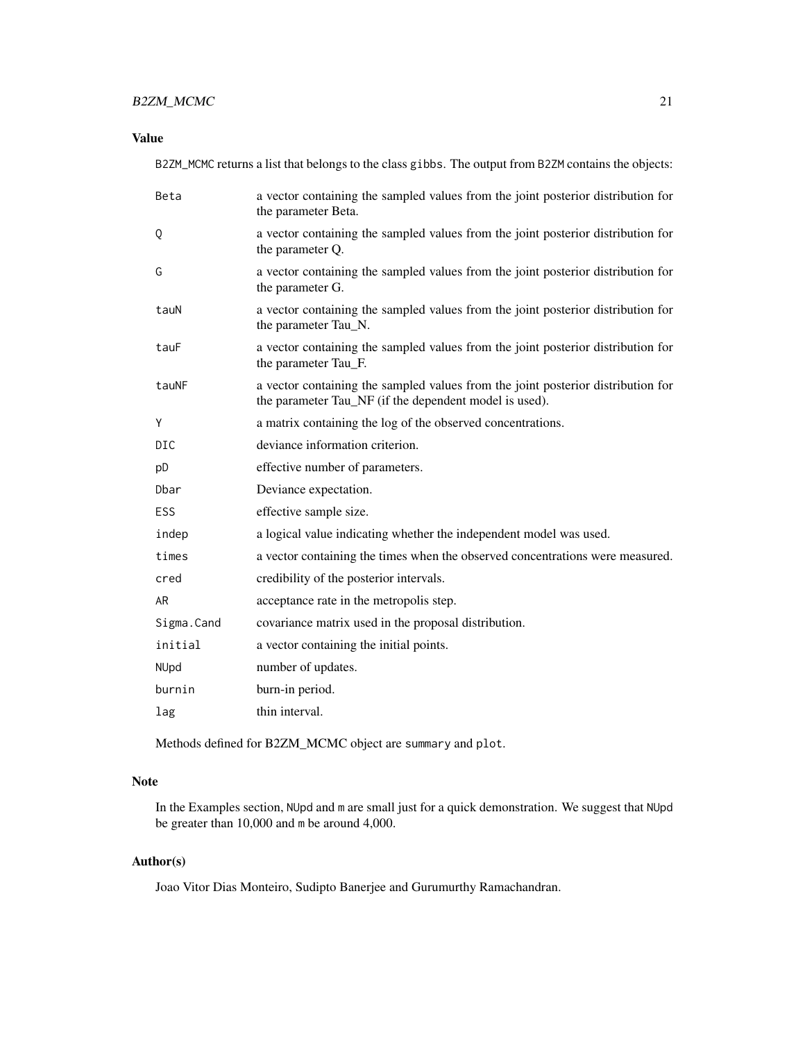## Value

B2ZM_MCMC returns a list that belongs to the class gibbs. The output from B2ZM contains the objects:

| | |
|---|---|
| Beta | a vector containing the sampled values from the joint posterior distribution for the parameter Beta. |
| Q | a vector containing the sampled values from the joint posterior distribution for the parameter Q. |
| G | a vector containing the sampled values from the joint posterior distribution for the parameter G. |
| tauN | a vector containing the sampled values from the joint posterior distribution for the parameter Tau_N. |
| tauF | a vector containing the sampled values from the joint posterior distribution for the parameter Tau_F. |
| tauNF | a vector containing the sampled values from the joint posterior distribution for the parameter Tau_NF (if the dependent model is used). |
| Y | a matrix containing the log of the observed concentrations. |
| DIC | deviance information criterion. |
| pD | effective number of parameters. |
| Dbar | Deviance expectation. |
| ESS | effective sample size. |
| indep | a logical value indicating whether the independent model was used. |
| times | a vector containing the times when the observed concentrations were measured. |
| cred | credibility of the posterior intervals. |
| AR | acceptance rate in the metropolis step. |
| Sigma.Cand | covariance matrix used in the proposal distribution. |
| initial | a vector containing the initial points. |
| NUpd | number of updates. |
| burnin | burn-in period. |
| lag | thin interval. |

Methods defined for B2ZM_MCMC object are summary and plot.

## Note

In the Examples section, NUpd and m are small just for a quick demonstration. We suggest that NUpd be greater than 10,000 and m be around 4,000.

## Author(s)

Joao Vitor Dias Monteiro, Sudipto Banerjee and Gurumurthy Ramachandran.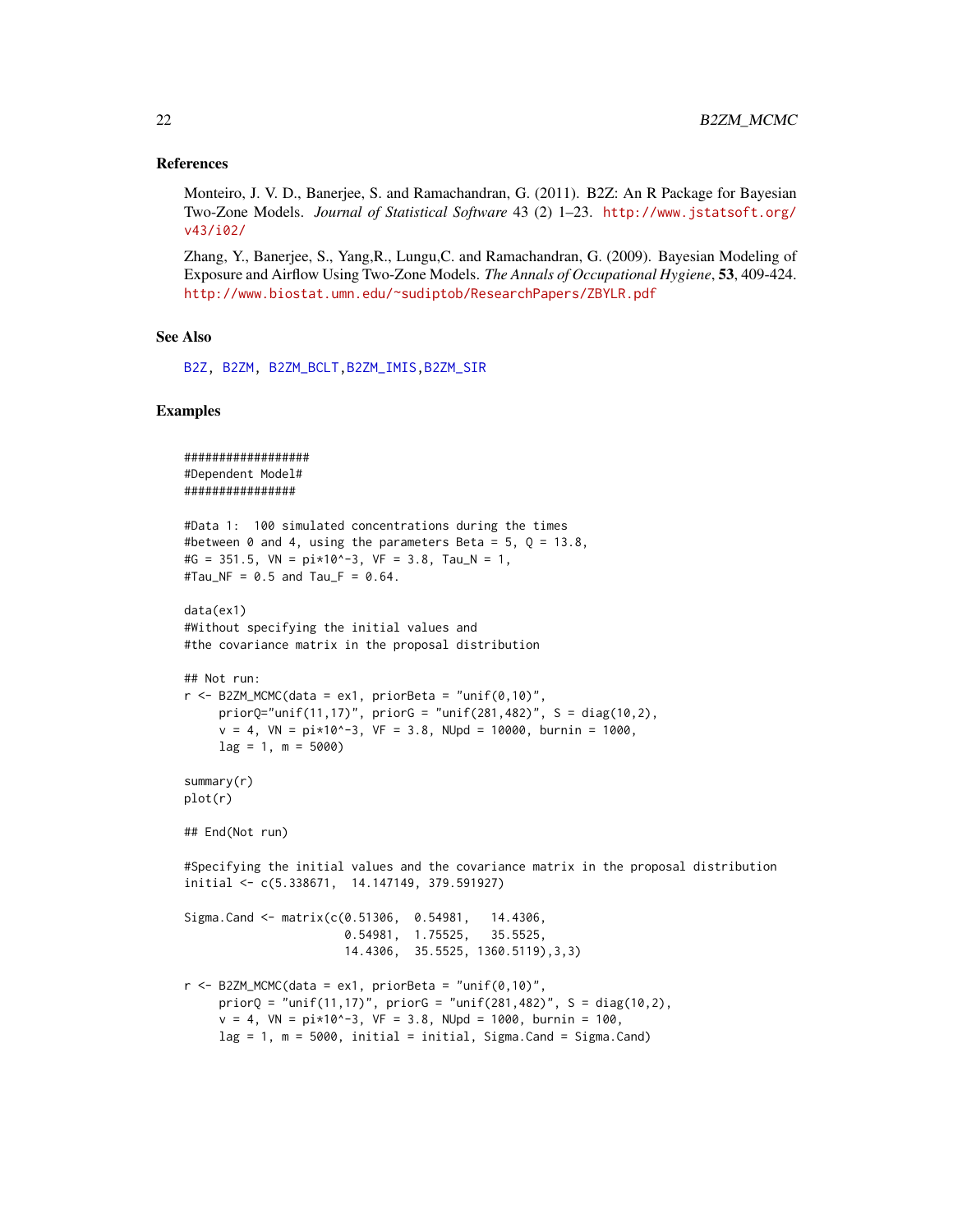### References

Monteiro, J. V. D., Banerjee, S. and Ramachandran, G. (2011). B2Z: An R Package for Bayesian Two-Zone Models. *Journal of Statistical Software* 43 (2) 1–23. http://www.jstatsoft.org/v43/i02/

Zhang, Y., Banerjee, S., Yang,R., Lungu,C. and Ramachandran, G. (2009). Bayesian Modeling of Exposure and Airflow Using Two-Zone Models. *The Annals of Occupational Hygiene*, **53**, 409-424. http://www.biostat.umn.edu/~sudiptob/ResearchPapers/ZBYLR.pdf

### See Also

B2Z, B2ZM, B2ZM_BCLT,B2ZM_IMIS,B2ZM_SIR

### Examples

```
##################
#Dependent Model#
################

#Data 1:  100 simulated concentrations during the times
#between 0 and 4, using the parameters Beta = 5, Q = 13.8,
#G = 351.5, VN = pi*10^-3, VF = 3.8, Tau_N = 1,
#Tau_NF = 0.5 and Tau_F = 0.64.

data(ex1)
#Without specifying the initial values and
#the covariance matrix in the proposal distribution

## Not run:
r <- B2ZM_MCMC(data = ex1, priorBeta = "unif(0,10)",
     priorQ="unif(11,17)", priorG = "unif(281,482)", S = diag(10,2),
     v = 4, VN = pi*10^-3, VF = 3.8, NUpd = 10000, burnin = 1000,
     lag = 1, m = 5000)

summary(r)
plot(r)

## End(Not run)

#Specifying the initial values and the covariance matrix in the proposal distribution
initial <- c(5.338671,  14.147149, 379.591927)

Sigma.Cand <- matrix(c(0.51306,  0.54981,   14.4306,
                       0.54981,  1.75525,   35.5525,
                       14.4306,  35.5525, 1360.5119),3,3)

r <- B2ZM_MCMC(data = ex1, priorBeta = "unif(0,10)",
     priorQ = "unif(11,17)", priorG = "unif(281,482)", S = diag(10,2),
     v = 4, VN = pi*10^-3, VF = 3.8, NUpd = 1000, burnin = 100,
     lag = 1, m = 5000, initial = initial, Sigma.Cand = Sigma.Cand)
```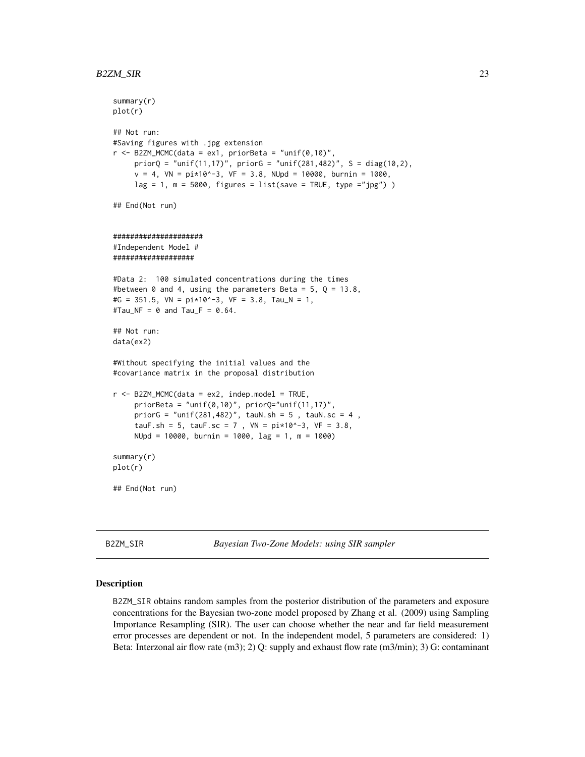```
summary(r)
plot(r)

## Not run:
#Saving figures with .jpg extension
r <- B2ZM_MCMC(data = ex1, priorBeta = "unif(0,10)",
     priorQ = "unif(11,17)", priorG = "unif(281,482)", S = diag(10,2),
     v = 4, VN = pi*10^-3, VF = 3.8, NUpd = 10000, burnin = 1000,
     lag = 1, m = 5000, figures = list(save = TRUE, type ="jpg") )

## End(Not run)


####################
#Independent Model #
###################

#Data 2:  100 simulated concentrations during the times
#between 0 and 4, using the parameters Beta = 5, Q = 13.8,
#G = 351.5, VN = pi*10^-3, VF = 3.8, Tau_N = 1,
#Tau_NF = 0 and Tau_F = 0.64.

## Not run:
data(ex2)

#Without specifying the initial values and the
#covariance matrix in the proposal distribution

r <- B2ZM_MCMC(data = ex2, indep.model = TRUE,
     priorBeta = "unif(0,10)", priorQ="unif(11,17)",
     priorG = "unif(281,482)", tauN.sh = 5 , tauN.sc = 4 ,
     tauF.sh = 5, tauF.sc = 7 , VN = pi*10^-3, VF = 3.8,
     NUpd = 10000, burnin = 1000, lag = 1, m = 1000)

summary(r)
plot(r)

## End(Not run)
```

---

B2ZM_SIR    *Bayesian Two-Zone Models: using SIR sampler*

---

### Description

B2ZM_SIR obtains random samples from the posterior distribution of the parameters and exposure concentrations for the Bayesian two-zone model proposed by Zhang et al. (2009) using Sampling Importance Resampling (SIR). The user can choose whether the near and far field measurement error processes are dependent or not. In the independent model, 5 parameters are considered: 1) Beta: Interzonal air flow rate (m3); 2) Q: supply and exhaust flow rate (m3/min); 3) G: contaminant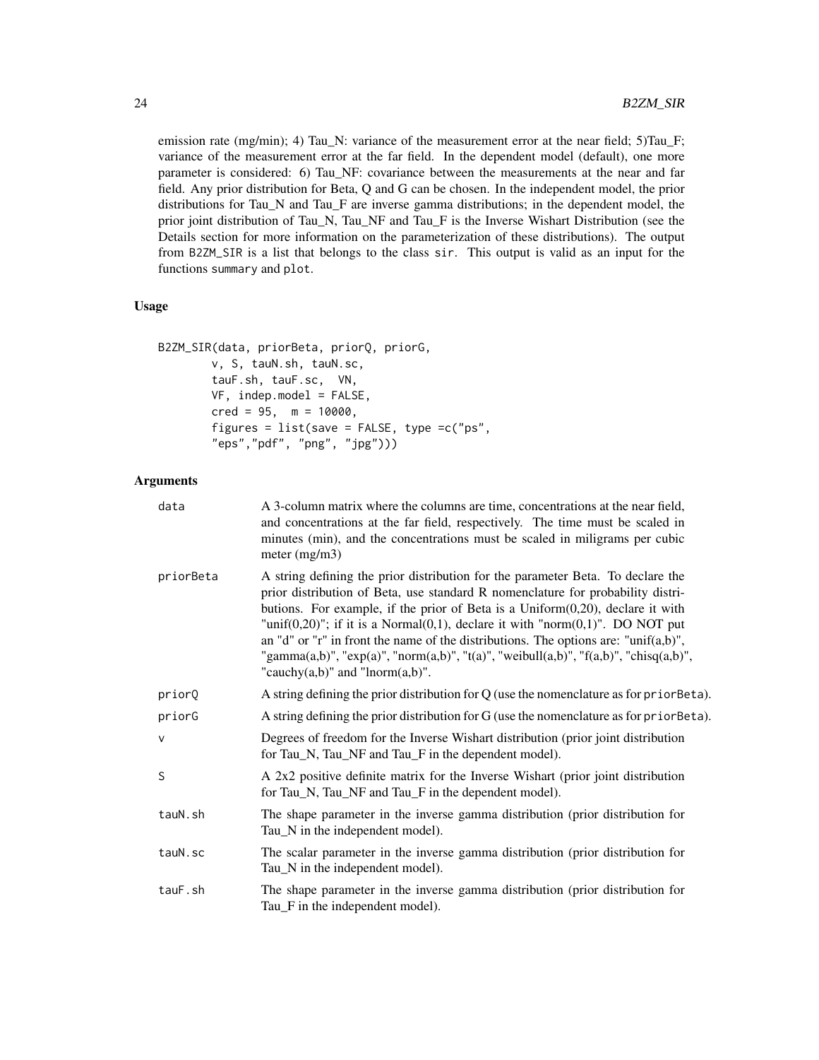emission rate (mg/min); 4) Tau_N: variance of the measurement error at the near field; 5)Tau_F; variance of the measurement error at the far field. In the dependent model (default), one more parameter is considered: 6) Tau_NF: covariance between the measurements at the near and far field. Any prior distribution for Beta, Q and G can be chosen. In the independent model, the prior distributions for Tau_N and Tau_F are inverse gamma distributions; in the dependent model, the prior joint distribution of Tau_N, Tau_NF and Tau_F is the Inverse Wishart Distribution (see the Details section for more information on the parameterization of these distributions). The output from `B2ZM_SIR` is a list that belongs to the class `sir`. This output is valid as an input for the functions `summary` and `plot`.

### Usage

```
B2ZM_SIR(data, priorBeta, priorQ, priorG,
        v, S, tauN.sh, tauN.sc,
        tauF.sh, tauF.sc,  VN,
        VF, indep.model = FALSE,
        cred = 95,  m = 10000,
        figures = list(save = FALSE, type =c("ps",
        "eps","pdf", "png", "jpg")))
```

### Arguments

| | |
|---|---|
| `data` | A 3-column matrix where the columns are time, concentrations at the near field, and concentrations at the far field, respectively. The time must be scaled in minutes (min), and the concentrations must be scaled in miligrams per cubic meter (mg/m3) |
| `priorBeta` | A string defining the prior distribution for the parameter Beta. To declare the prior distribution of Beta, use standard R nomenclature for probability distributions. For example, if the prior of Beta is a Uniform(0,20), declare it with "unif(0,20)"; if it is a Normal(0,1), declare it with "norm(0,1)". DO NOT put an "d" or "r" in front the name of the distributions. The options are: "unif(a,b)", "gamma(a,b)", "exp(a)", "norm(a,b)", "t(a)", "weibull(a,b)", "f(a,b)", "chisq(a,b)", "cauchy(a,b)" and "lnorm(a,b)". |
| `priorQ` | A string defining the prior distribution for Q (use the nomenclature as for `priorBeta`). |
| `priorG` | A string defining the prior distribution for G (use the nomenclature as for `priorBeta`). |
| `v` | Degrees of freedom for the Inverse Wishart distribution (prior joint distribution for Tau_N, Tau_NF and Tau_F in the dependent model). |
| `S` | A 2x2 positive definite matrix for the Inverse Wishart (prior joint distribution for Tau_N, Tau_NF and Tau_F in the dependent model). |
| `tauN.sh` | The shape parameter in the inverse gamma distribution (prior distribution for Tau_N in the independent model). |
| `tauN.sc` | The scalar parameter in the inverse gamma distribution (prior distribution for Tau_N in the independent model). |
| `tauF.sh` | The shape parameter in the inverse gamma distribution (prior distribution for Tau_F in the independent model). |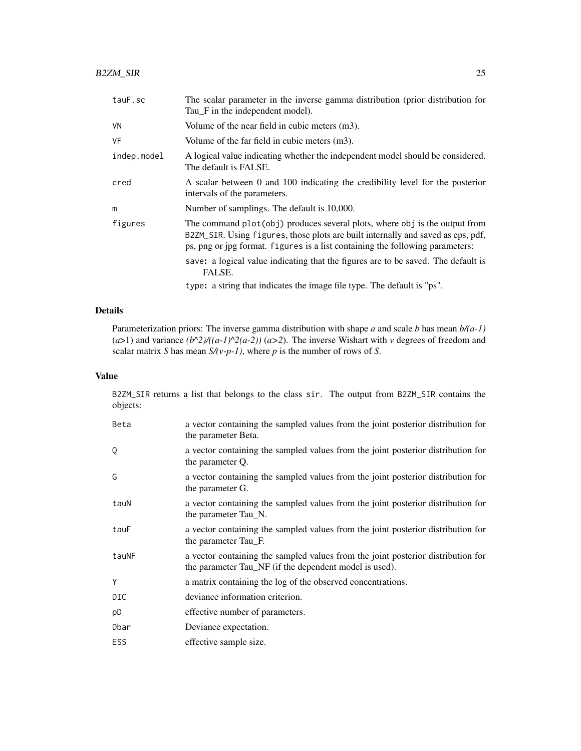| | |
|---|---|
| tauF.sc | The scalar parameter in the inverse gamma distribution (prior distribution for Tau_F in the independent model). |
| VN | Volume of the near field in cubic meters (m3). |
| VF | Volume of the far field in cubic meters (m3). |
| indep.model | A logical value indicating whether the independent model should be considered. The default is FALSE. |
| cred | A scalar between 0 and 100 indicating the credibility level for the posterior intervals of the parameters. |
| m | Number of samplings. The default is 10,000. |
| figures | The command `plot(obj)` produces several plots, where `obj` is the output from `B2ZM_SIR`. Using `figures`, those plots are built internally and saved as eps, pdf, ps, png or jpg format. `figures` is a list containing the following parameters: `save`: a logical value indicating that the figures are to be saved. The default is FALSE. `type`: a string that indicates the image file type. The default is "ps". |

## Details

Parameterization priors: The inverse gamma distribution with shape *a* and scale *b* has mean $b/(a-1)$ ($a$>1) and variance $(b^2)/((a-1)^2(a-2))$ ($a>2$). The inverse Wishart with $v$ degrees of freedom and scalar matrix $S$ has mean $S/(v-p-1)$, where $p$ is the number of rows of $S$.

## Value

`B2ZM_SIR` returns a list that belongs to the class `sir`. The output from `B2ZM_SIR` contains the objects:

| | |
|---|---|
| Beta | a vector containing the sampled values from the joint posterior distribution for the parameter Beta. |
| Q | a vector containing the sampled values from the joint posterior distribution for the parameter Q. |
| G | a vector containing the sampled values from the joint posterior distribution for the parameter G. |
| tauN | a vector containing the sampled values from the joint posterior distribution for the parameter Tau_N. |
| tauF | a vector containing the sampled values from the joint posterior distribution for the parameter Tau_F. |
| tauNF | a vector containing the sampled values from the joint posterior distribution for the parameter Tau_NF (if the dependent model is used). |
| Y | a matrix containing the log of the observed concentrations. |
| DIC | deviance information criterion. |
| pD | effective number of parameters. |
| Dbar | Deviance expectation. |
| ESS | effective sample size. |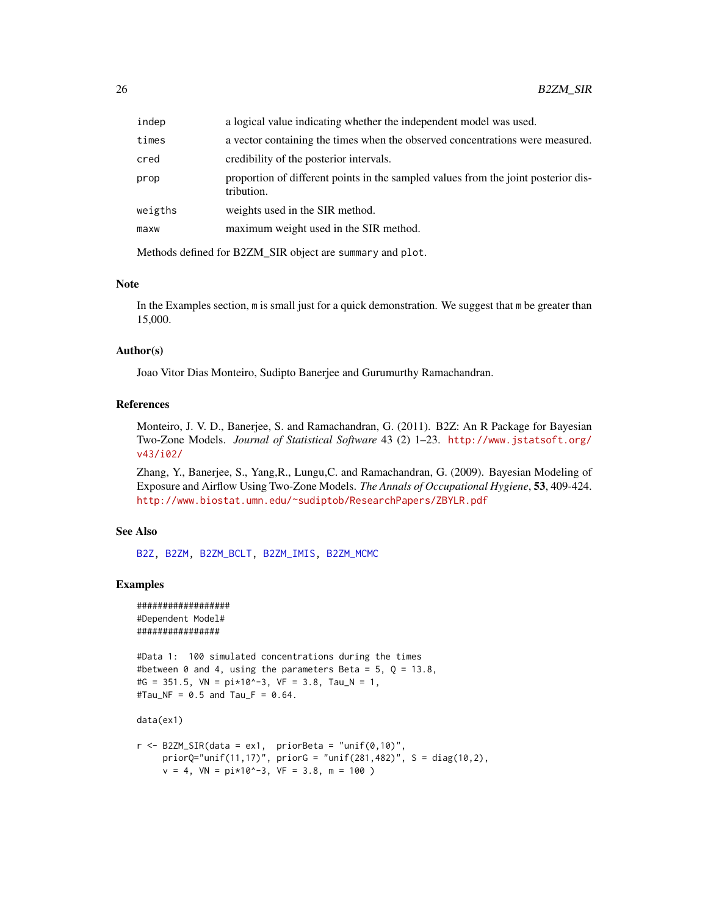| | |
|---|---|
| indep | a logical value indicating whether the independent model was used. |
| times | a vector containing the times when the observed concentrations were measured. |
| cred | credibility of the posterior intervals. |
| prop | proportion of different points in the sampled values from the joint posterior distribution. |
| weigths | weights used in the SIR method. |
| maxw | maximum weight used in the SIR method. |

Methods defined for B2ZM_SIR object are summary and plot.

## Note

In the Examples section, m is small just for a quick demonstration. We suggest that m be greater than 15,000.

## Author(s)

Joao Vitor Dias Monteiro, Sudipto Banerjee and Gurumurthy Ramachandran.

## References

Monteiro, J. V. D., Banerjee, S. and Ramachandran, G. (2011). B2Z: An R Package for Bayesian Two-Zone Models. *Journal of Statistical Software* 43 (2) 1–23. http://www.jstatsoft.org/v43/i02/

Zhang, Y., Banerjee, S., Yang,R., Lungu,C. and Ramachandran, G. (2009). Bayesian Modeling of Exposure and Airflow Using Two-Zone Models. *The Annals of Occupational Hygiene*, **53**, 409-424. http://www.biostat.umn.edu/~sudiptob/ResearchPapers/ZBYLR.pdf

## See Also

B2Z, B2ZM, B2ZM_BCLT, B2ZM_IMIS, B2ZM_MCMC

## Examples

```
##################
#Dependent Model#
################

#Data 1:  100 simulated concentrations during the times
#between 0 and 4, using the parameters Beta = 5, Q = 13.8,
#G = 351.5, VN = pi*10^-3, VF = 3.8, Tau_N = 1,
#Tau_NF = 0.5 and Tau_F = 0.64.

data(ex1)

r <- B2ZM_SIR(data = ex1,  priorBeta = "unif(0,10)",
     priorQ="unif(11,17)", priorG = "unif(281,482)", S = diag(10,2),
     v = 4, VN = pi*10^-3, VF = 3.8, m = 100 )
```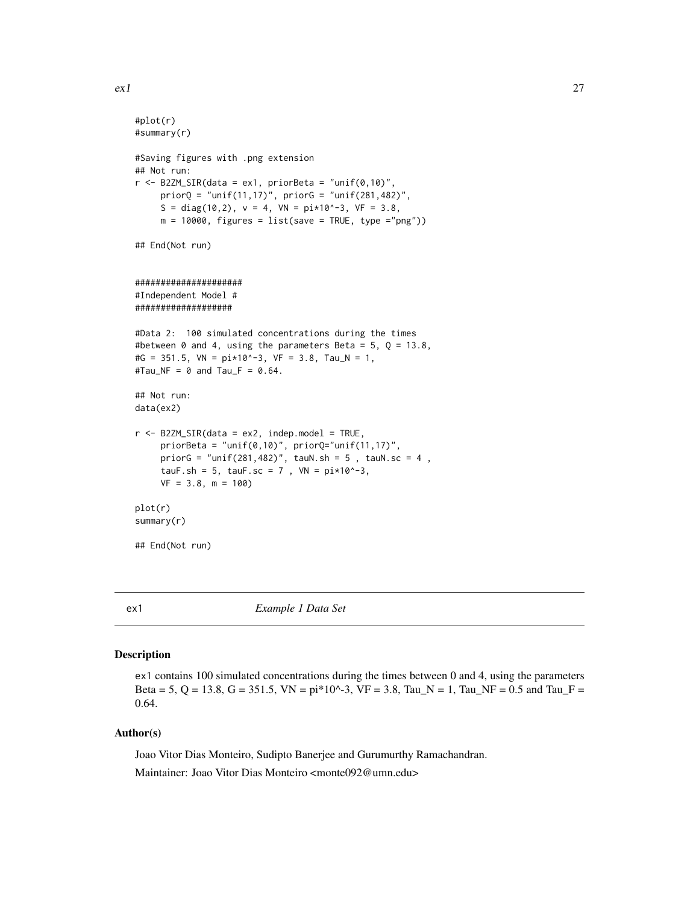```
#plot(r)
#summary(r)

#Saving figures with .png extension
## Not run:
r <- B2ZM_SIR(data = ex1, priorBeta = "unif(0,10)",
     priorQ = "unif(11,17)", priorG = "unif(281,482)",
     S = diag(10,2), v = 4, VN = pi*10^-3, VF = 3.8,
     m = 10000, figures = list(save = TRUE, type ="png"))

## End(Not run)


####################
#Independent Model #
##################

#Data 2:  100 simulated concentrations during the times
#between 0 and 4, using the parameters Beta = 5, Q = 13.8,
#G = 351.5, VN = pi*10^-3, VF = 3.8, Tau_N = 1,
#Tau_NF = 0 and Tau_F = 0.64.

## Not run:
data(ex2)

r <- B2ZM_SIR(data = ex2, indep.model = TRUE,
     priorBeta = "unif(0,10)", priorQ="unif(11,17)",
     priorG = "unif(281,482)", tauN.sh = 5 , tauN.sc = 4 ,
     tauF.sh = 5, tauF.sc = 7 , VN = pi*10^-3,
     VF = 3.8, m = 100)

plot(r)
summary(r)

## End(Not run)
```

---

## ex1 *Example 1 Data Set*

### Description

ex1 contains 100 simulated concentrations during the times between 0 and 4, using the parameters Beta = 5, Q = 13.8, G = 351.5, VN = pi*10^-3, VF = 3.8, Tau_N = 1, Tau_NF = 0.5 and Tau_F = 0.64.

### Author(s)

Joao Vitor Dias Monteiro, Sudipto Banerjee and Gurumurthy Ramachandran.

Maintainer: Joao Vitor Dias Monteiro <monte092@umn.edu>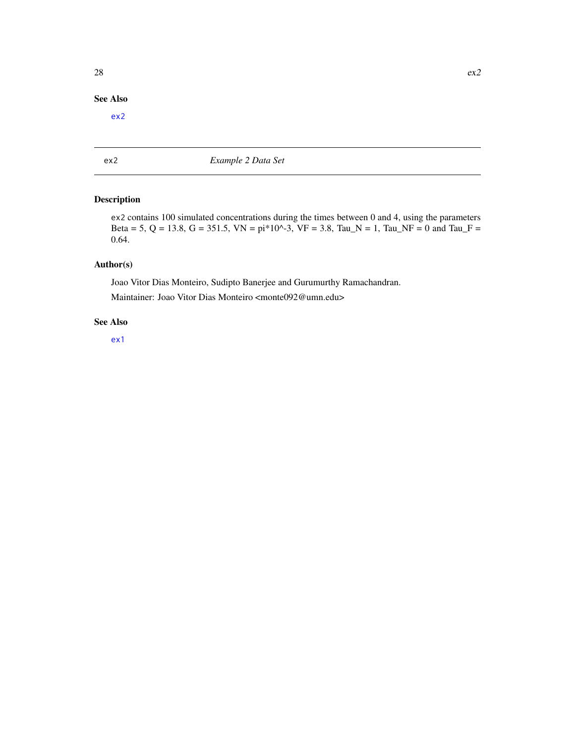## See Also

`ex2`

---

## ex2 — *Example 2 Data Set*

---

### Description

`ex2` contains 100 simulated concentrations during the times between 0 and 4, using the parameters Beta = 5, Q = 13.8, G = 351.5, VN = pi*10^-3, VF = 3.8, Tau_N = 1, Tau_NF = 0 and Tau_F = 0.64.

### Author(s)

Joao Vitor Dias Monteiro, Sudipto Banerjee and Gurumurthy Ramachandran.

Maintainer: Joao Vitor Dias Monteiro <monte092@umn.edu>

### See Also

`ex1`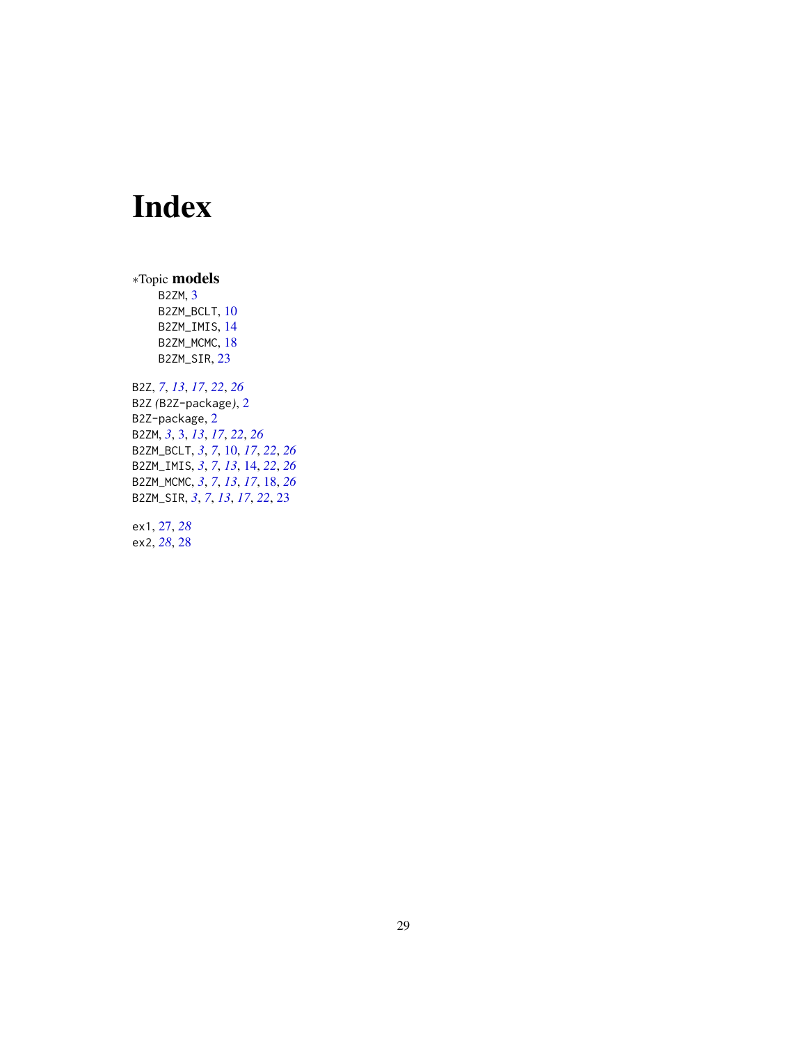# Index

∗Topic **models**

B2ZM, 3
B2ZM_BCLT, 10
B2ZM_IMIS, 14
B2ZM_MCMC, 18
B2ZM_SIR, 23

B2Z, *7*, *13*, *17*, *22*, *26*
B2Z (B2Z-package), 2
B2Z-package, 2
B2ZM, *3*, 3, *13*, *17*, *22*, *26*
B2ZM_BCLT, *3*, *7*, 10, *17*, *22*, *26*
B2ZM_IMIS, *3*, *7*, *13*, 14, *22*, *26*
B2ZM_MCMC, *3*, *7*, *13*, *17*, 18, *26*
B2ZM_SIR, *3*, *7*, *13*, *17*, *22*, 23

ex1, 27, *28*
ex2, *28*, 28